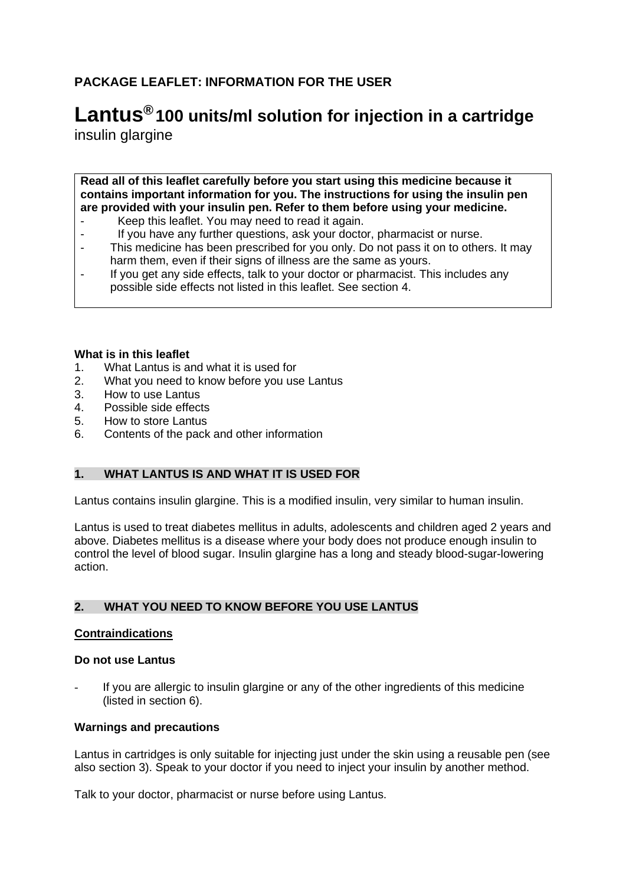**PACKAGE LEAFLET: INFORMATION FOR THE USER**

# Lantus® 100 units/ml solution for injection in a cartridge

insulin glargine

**Read all of this leaflet carefully before you start using this medicine because it contains important information for you. The instructions for using the insulin pen are provided with your insulin pen. Refer to them before using your medicine.**

- Keep this leaflet. You may need to read it again.
- If you have any further questions, ask your doctor, pharmacist or nurse.
- This medicine has been prescribed for you only. Do not pass it on to others. It may harm them, even if their signs of illness are the same as yours.
- If you get any side effects, talk to your doctor or pharmacist. This includes any possible side effects not listed in this leaflet. See section 4.

**What is in this leaflet**

1. What Lantus is and what it is used for
2. What you need to know before you use Lantus
3. How to use Lantus
4. Possible side effects
5. How to store Lantus
6. Contents of the pack and other information

## 1. WHAT LANTUS IS AND WHAT IT IS USED FOR

Lantus contains insulin glargine. This is a modified insulin, very similar to human insulin.

Lantus is used to treat diabetes mellitus in adults, adolescents and children aged 2 years and above. Diabetes mellitus is a disease where your body does not produce enough insulin to control the level of blood sugar. Insulin glargine has a long and steady blood-sugar-lowering action.

## 2. WHAT YOU NEED TO KNOW BEFORE YOU USE LANTUS

### Contraindications

**Do not use Lantus**

- If you are allergic to insulin glargine or any of the other ingredients of this medicine (listed in section 6).

**Warnings and precautions**

Lantus in cartridges is only suitable for injecting just under the skin using a reusable pen (see also section 3). Speak to your doctor if you need to inject your insulin by another method.

Talk to your doctor, pharmacist or nurse before using Lantus.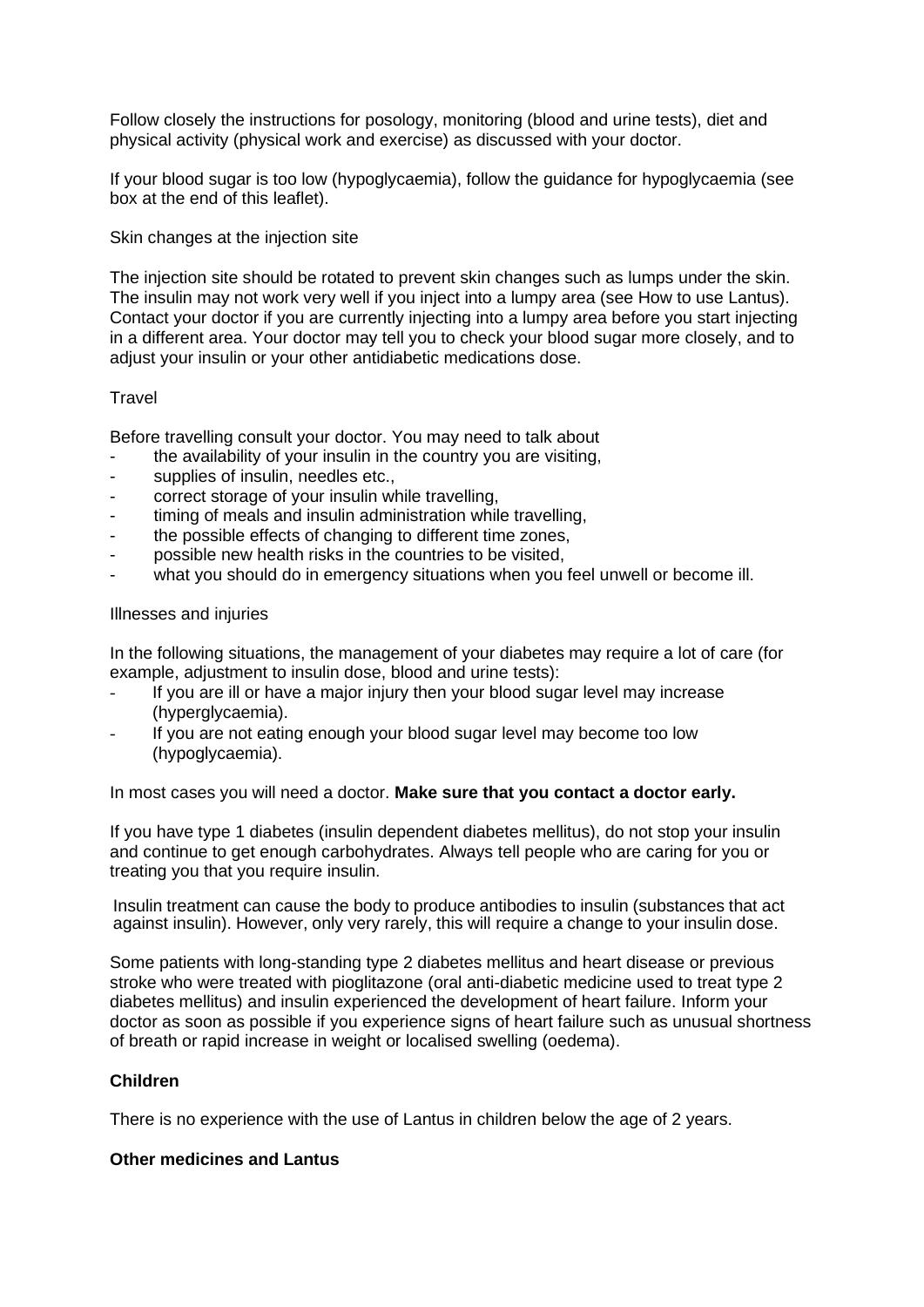Follow closely the instructions for posology, monitoring (blood and urine tests), diet and physical activity (physical work and exercise) as discussed with your doctor.

If your blood sugar is too low (hypoglycaemia), follow the guidance for hypoglycaemia (see box at the end of this leaflet).

Skin changes at the injection site

The injection site should be rotated to prevent skin changes such as lumps under the skin. The insulin may not work very well if you inject into a lumpy area (see How to use Lantus). Contact your doctor if you are currently injecting into a lumpy area before you start injecting in a different area. Your doctor may tell you to check your blood sugar more closely, and to adjust your insulin or your other antidiabetic medications dose.

Travel

Before travelling consult your doctor. You may need to talk about

- the availability of your insulin in the country you are visiting,
- supplies of insulin, needles etc.,
- correct storage of your insulin while travelling,
- timing of meals and insulin administration while travelling,
- the possible effects of changing to different time zones,
- possible new health risks in the countries to be visited,
- what you should do in emergency situations when you feel unwell or become ill.

Illnesses and injuries

In the following situations, the management of your diabetes may require a lot of care (for example, adjustment to insulin dose, blood and urine tests):

- If you are ill or have a major injury then your blood sugar level may increase (hyperglycaemia).
- If you are not eating enough your blood sugar level may become too low (hypoglycaemia).

In most cases you will need a doctor. **Make sure that you contact a doctor early.**

If you have type 1 diabetes (insulin dependent diabetes mellitus), do not stop your insulin and continue to get enough carbohydrates. Always tell people who are caring for you or treating you that you require insulin.

Insulin treatment can cause the body to produce antibodies to insulin (substances that act against insulin). However, only very rarely, this will require a change to your insulin dose.

Some patients with long-standing type 2 diabetes mellitus and heart disease or previous stroke who were treated with pioglitazone (oral anti-diabetic medicine used to treat type 2 diabetes mellitus) and insulin experienced the development of heart failure. Inform your doctor as soon as possible if you experience signs of heart failure such as unusual shortness of breath or rapid increase in weight or localised swelling (oedema).

**Children**

There is no experience with the use of Lantus in children below the age of 2 years.

**Other medicines and Lantus**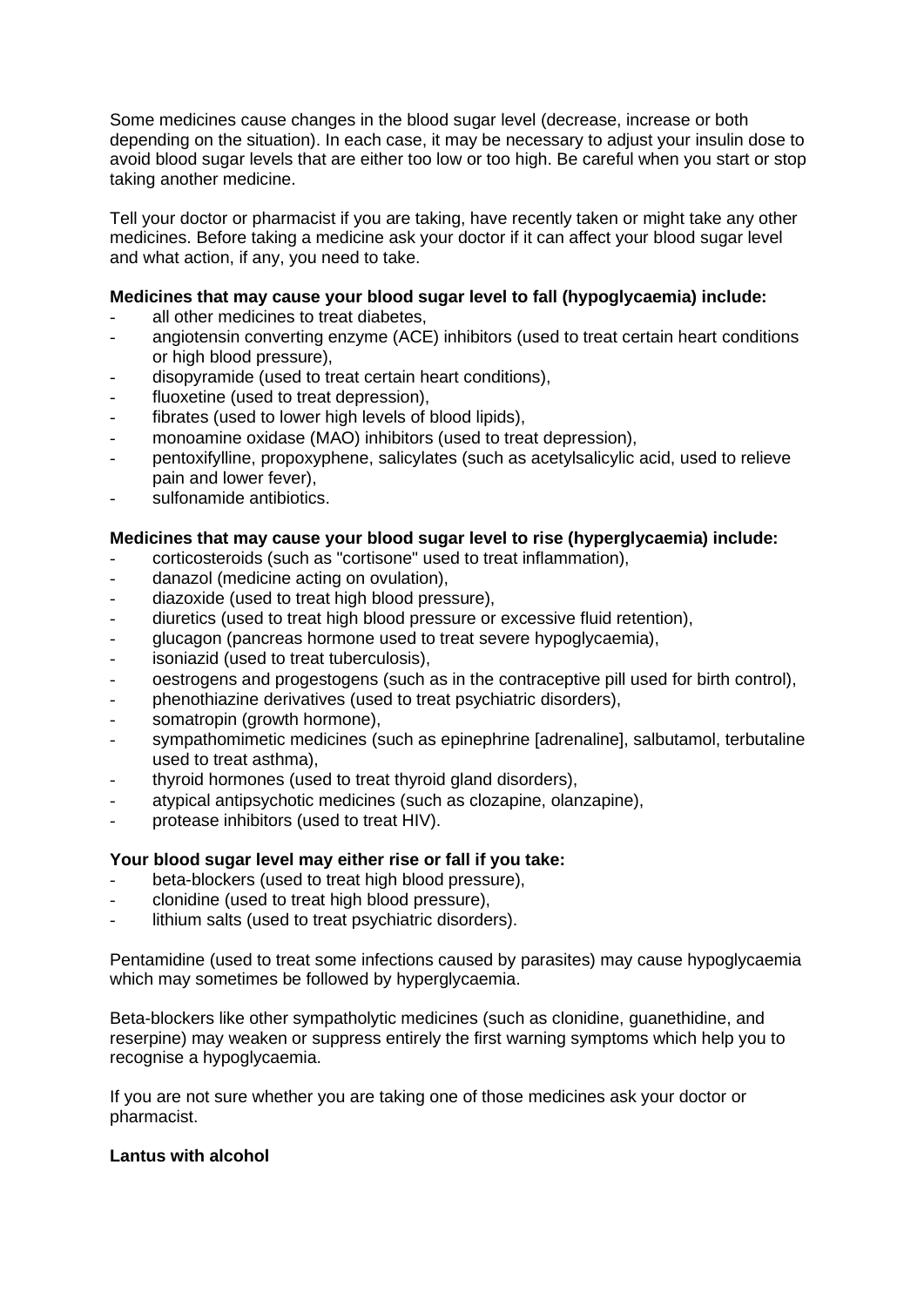Some medicines cause changes in the blood sugar level (decrease, increase or both depending on the situation). In each case, it may be necessary to adjust your insulin dose to avoid blood sugar levels that are either too low or too high. Be careful when you start or stop taking another medicine.

Tell your doctor or pharmacist if you are taking, have recently taken or might take any other medicines. Before taking a medicine ask your doctor if it can affect your blood sugar level and what action, if any, you need to take.

**Medicines that may cause your blood sugar level to fall (hypoglycaemia) include:**

- all other medicines to treat diabetes,
- angiotensin converting enzyme (ACE) inhibitors (used to treat certain heart conditions or high blood pressure),
- disopyramide (used to treat certain heart conditions),
- fluoxetine (used to treat depression),
- fibrates (used to lower high levels of blood lipids),
- monoamine oxidase (MAO) inhibitors (used to treat depression),
- pentoxifylline, propoxyphene, salicylates (such as acetylsalicylic acid, used to relieve pain and lower fever),
- sulfonamide antibiotics.

**Medicines that may cause your blood sugar level to rise (hyperglycaemia) include:**

- corticosteroids (such as "cortisone" used to treat inflammation),
- danazol (medicine acting on ovulation),
- diazoxide (used to treat high blood pressure),
- diuretics (used to treat high blood pressure or excessive fluid retention),
- glucagon (pancreas hormone used to treat severe hypoglycaemia),
- isoniazid (used to treat tuberculosis),
- oestrogens and progestogens (such as in the contraceptive pill used for birth control),
- phenothiazine derivatives (used to treat psychiatric disorders),
- somatropin (growth hormone),
- sympathomimetic medicines (such as epinephrine [adrenaline], salbutamol, terbutaline used to treat asthma),
- thyroid hormones (used to treat thyroid gland disorders),
- atypical antipsychotic medicines (such as clozapine, olanzapine),
- protease inhibitors (used to treat HIV).

**Your blood sugar level may either rise or fall if you take:**

- beta-blockers (used to treat high blood pressure),
- clonidine (used to treat high blood pressure),
- lithium salts (used to treat psychiatric disorders).

Pentamidine (used to treat some infections caused by parasites) may cause hypoglycaemia which may sometimes be followed by hyperglycaemia.

Beta-blockers like other sympatholytic medicines (such as clonidine, guanethidine, and reserpine) may weaken or suppress entirely the first warning symptoms which help you to recognise a hypoglycaemia.

If you are not sure whether you are taking one of those medicines ask your doctor or pharmacist.

**Lantus with alcohol**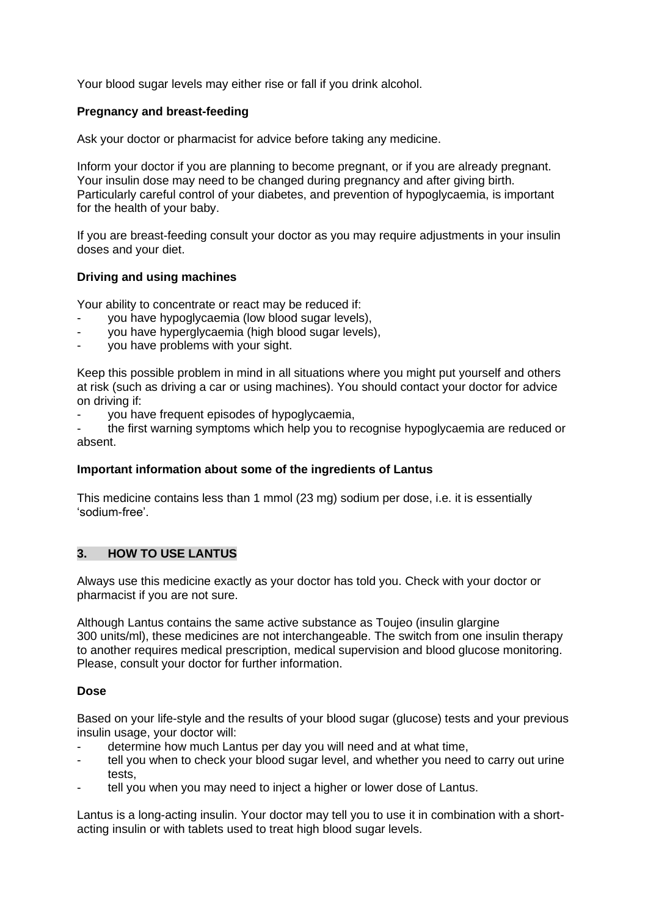Your blood sugar levels may either rise or fall if you drink alcohol.

**Pregnancy and breast-feeding**

Ask your doctor or pharmacist for advice before taking any medicine.

Inform your doctor if you are planning to become pregnant, or if you are already pregnant. Your insulin dose may need to be changed during pregnancy and after giving birth. Particularly careful control of your diabetes, and prevention of hypoglycaemia, is important for the health of your baby.

If you are breast-feeding consult your doctor as you may require adjustments in your insulin doses and your diet.

**Driving and using machines**

Your ability to concentrate or react may be reduced if:

- you have hypoglycaemia (low blood sugar levels),
- you have hyperglycaemia (high blood sugar levels),
- you have problems with your sight.

Keep this possible problem in mind in all situations where you might put yourself and others at risk (such as driving a car or using machines). You should contact your doctor for advice on driving if:

- you have frequent episodes of hypoglycaemia,
- the first warning symptoms which help you to recognise hypoglycaemia are reduced or absent.

**Important information about some of the ingredients of Lantus**

This medicine contains less than 1 mmol (23 mg) sodium per dose, i.e. it is essentially 'sodium-free'.

## 3. HOW TO USE LANTUS

Always use this medicine exactly as your doctor has told you. Check with your doctor or pharmacist if you are not sure.

Although Lantus contains the same active substance as Toujeo (insulin glargine 300 units/ml), these medicines are not interchangeable. The switch from one insulin therapy to another requires medical prescription, medical supervision and blood glucose monitoring. Please, consult your doctor for further information.

**Dose**

Based on your life-style and the results of your blood sugar (glucose) tests and your previous insulin usage, your doctor will:

- determine how much Lantus per day you will need and at what time,
- tell you when to check your blood sugar level, and whether you need to carry out urine tests,
- tell you when you may need to inject a higher or lower dose of Lantus.

Lantus is a long-acting insulin. Your doctor may tell you to use it in combination with a short-acting insulin or with tablets used to treat high blood sugar levels.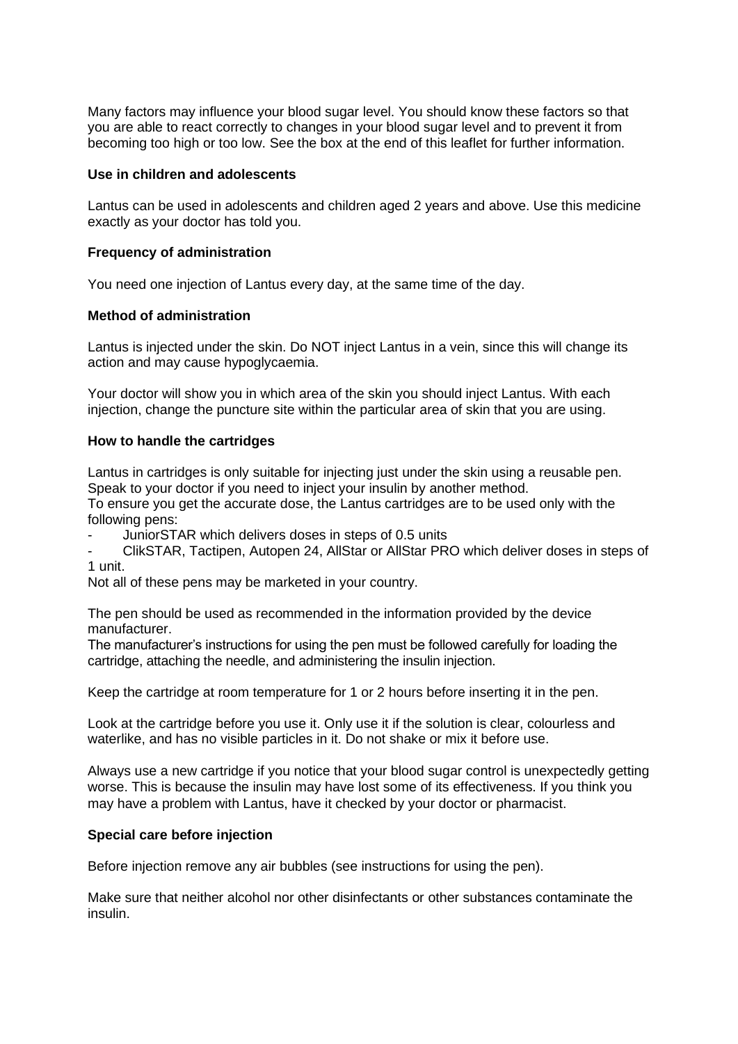Many factors may influence your blood sugar level. You should know these factors so that you are able to react correctly to changes in your blood sugar level and to prevent it from becoming too high or too low. See the box at the end of this leaflet for further information.

**Use in children and adolescents**

Lantus can be used in adolescents and children aged 2 years and above. Use this medicine exactly as your doctor has told you.

**Frequency of administration**

You need one injection of Lantus every day, at the same time of the day.

**Method of administration**

Lantus is injected under the skin. Do NOT inject Lantus in a vein, since this will change its action and may cause hypoglycaemia.

Your doctor will show you in which area of the skin you should inject Lantus. With each injection, change the puncture site within the particular area of skin that you are using.

**How to handle the cartridges**

Lantus in cartridges is only suitable for injecting just under the skin using a reusable pen. Speak to your doctor if you need to inject your insulin by another method.
To ensure you get the accurate dose, the Lantus cartridges are to be used only with the following pens:

- JuniorSTAR which delivers doses in steps of 0.5 units
- ClikSTAR, Tactipen, Autopen 24, AllStar or AllStar PRO which deliver doses in steps of 1 unit.

Not all of these pens may be marketed in your country.

The pen should be used as recommended in the information provided by the device manufacturer.
The manufacturer's instructions for using the pen must be followed carefully for loading the cartridge, attaching the needle, and administering the insulin injection.

Keep the cartridge at room temperature for 1 or 2 hours before inserting it in the pen.

Look at the cartridge before you use it. Only use it if the solution is clear, colourless and waterlike, and has no visible particles in it. Do not shake or mix it before use.

Always use a new cartridge if you notice that your blood sugar control is unexpectedly getting worse. This is because the insulin may have lost some of its effectiveness. If you think you may have a problem with Lantus, have it checked by your doctor or pharmacist.

**Special care before injection**

Before injection remove any air bubbles (see instructions for using the pen).

Make sure that neither alcohol nor other disinfectants or other substances contaminate the insulin.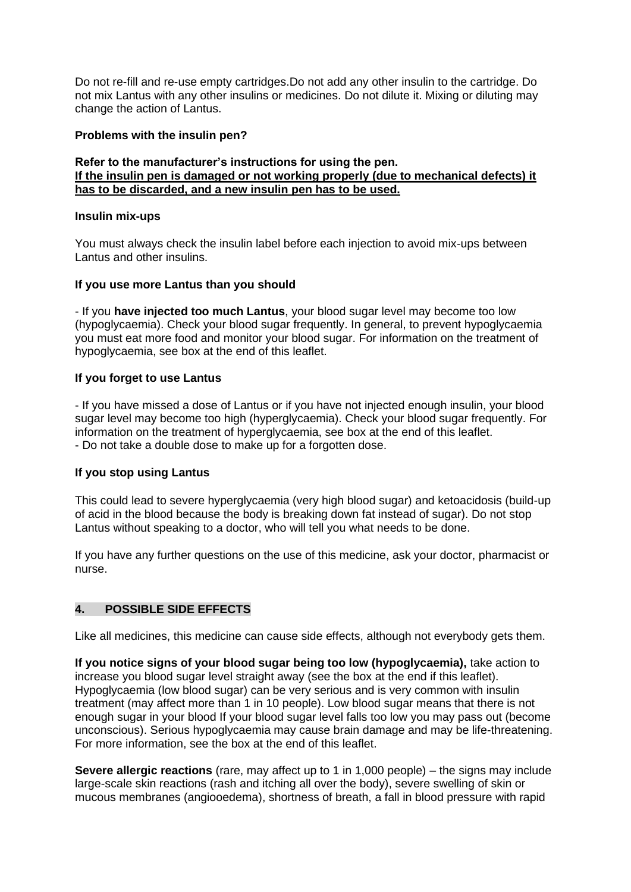Do not re-fill and re-use empty cartridges.Do not add any other insulin to the cartridge. Do not mix Lantus with any other insulins or medicines. Do not dilute it. Mixing or diluting may change the action of Lantus.

**Problems with the insulin pen?**

**Refer to the manufacturer's instructions for using the pen.**
**<u>If the insulin pen is damaged or not working properly (due to mechanical defects) it has to be discarded, and a new insulin pen has to be used.</u>**

**Insulin mix-ups**

You must always check the insulin label before each injection to avoid mix-ups between Lantus and other insulins.

**If you use more Lantus than you should**

- If you **have injected too much Lantus**, your blood sugar level may become too low (hypoglycaemia). Check your blood sugar frequently. In general, to prevent hypoglycaemia you must eat more food and monitor your blood sugar. For information on the treatment of hypoglycaemia, see box at the end of this leaflet.

**If you forget to use Lantus**

- If you have missed a dose of Lantus or if you have not injected enough insulin, your blood sugar level may become too high (hyperglycaemia). Check your blood sugar frequently. For information on the treatment of hyperglycaemia, see box at the end of this leaflet.
- Do not take a double dose to make up for a forgotten dose.

**If you stop using Lantus**

This could lead to severe hyperglycaemia (very high blood sugar) and ketoacidosis (build-up of acid in the blood because the body is breaking down fat instead of sugar). Do not stop Lantus without speaking to a doctor, who will tell you what needs to be done.

If you have any further questions on the use of this medicine, ask your doctor, pharmacist or nurse.

## 4. POSSIBLE SIDE EFFECTS

Like all medicines, this medicine can cause side effects, although not everybody gets them.

**If you notice signs of your blood sugar being too low (hypoglycaemia),** take action to increase you blood sugar level straight away (see the box at the end if this leaflet). Hypoglycaemia (low blood sugar) can be very serious and is very common with insulin treatment (may affect more than 1 in 10 people). Low blood sugar means that there is not enough sugar in your blood If your blood sugar level falls too low you may pass out (become unconscious). Serious hypoglycaemia may cause brain damage and may be life-threatening. For more information, see the box at the end of this leaflet.

**Severe allergic reactions** (rare, may affect up to 1 in 1,000 people) – the signs may include large-scale skin reactions (rash and itching all over the body), severe swelling of skin or mucous membranes (angiooedema), shortness of breath, a fall in blood pressure with rapid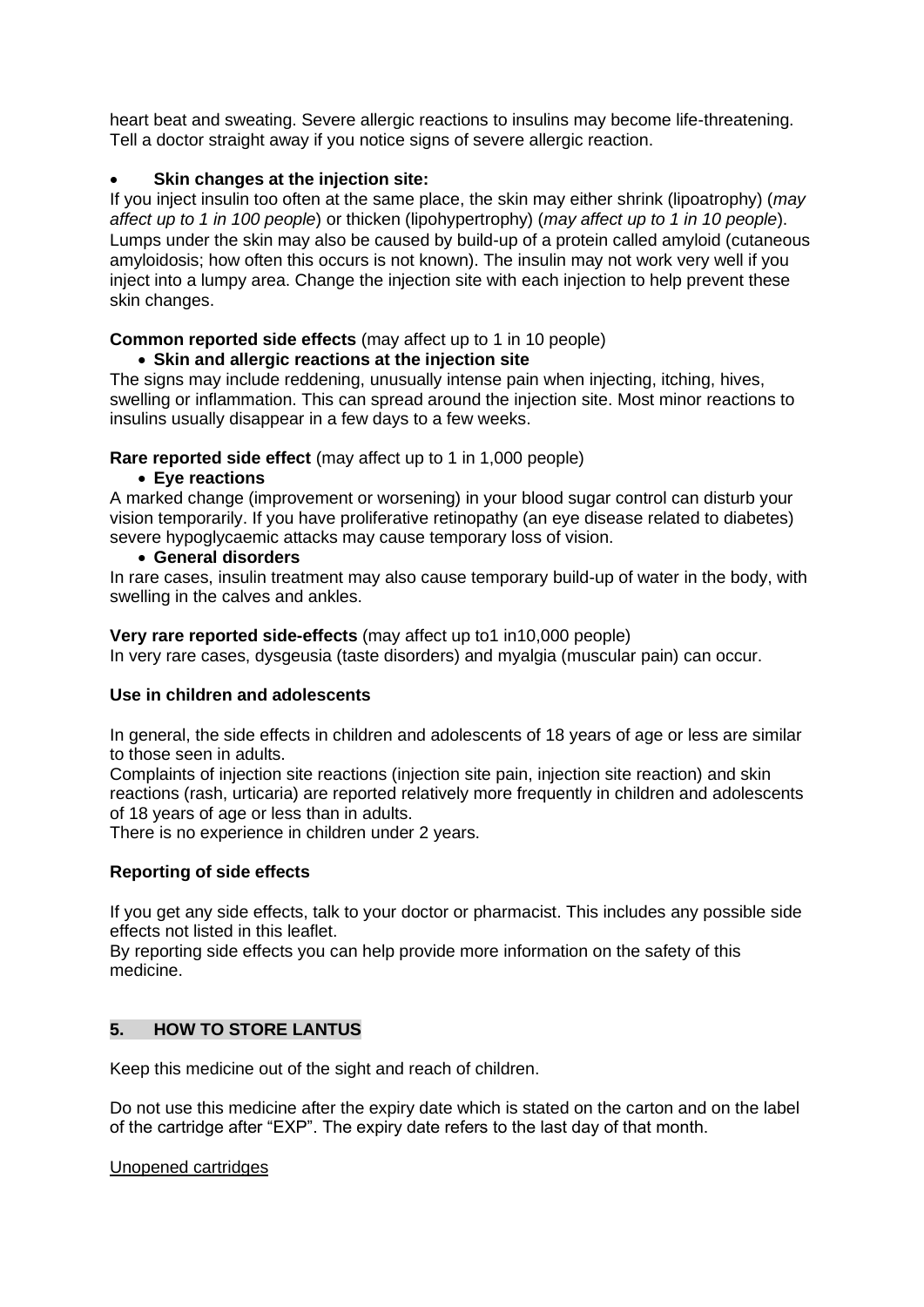heart beat and sweating. Severe allergic reactions to insulins may become life-threatening. Tell a doctor straight away if you notice signs of severe allergic reaction.

- **Skin changes at the injection site:**

If you inject insulin too often at the same place, the skin may either shrink (lipoatrophy) (*may affect up to 1 in 100 people*) or thicken (lipohypertrophy) (*may affect up to 1 in 10 people*). Lumps under the skin may also be caused by build-up of a protein called amyloid (cutaneous amyloidosis; how often this occurs is not known). The insulin may not work very well if you inject into a lumpy area. Change the injection site with each injection to help prevent these skin changes.

**Common reported side effects** (may affect up to 1 in 10 people)

- **Skin and allergic reactions at the injection site**

The signs may include reddening, unusually intense pain when injecting, itching, hives, swelling or inflammation. This can spread around the injection site. Most minor reactions to insulins usually disappear in a few days to a few weeks.

**Rare reported side effect** (may affect up to 1 in 1,000 people)

- **Eye reactions**

A marked change (improvement or worsening) in your blood sugar control can disturb your vision temporarily. If you have proliferative retinopathy (an eye disease related to diabetes) severe hypoglycaemic attacks may cause temporary loss of vision.

- **General disorders**

In rare cases, insulin treatment may also cause temporary build-up of water in the body, with swelling in the calves and ankles.

**Very rare reported side-effects** (may affect up to1 in10,000 people)

In very rare cases, dysgeusia (taste disorders) and myalgia (muscular pain) can occur.

**Use in children and adolescents**

In general, the side effects in children and adolescents of 18 years of age or less are similar to those seen in adults.

Complaints of injection site reactions (injection site pain, injection site reaction) and skin reactions (rash, urticaria) are reported relatively more frequently in children and adolescents of 18 years of age or less than in adults.

There is no experience in children under 2 years.

**Reporting of side effects**

If you get any side effects, talk to your doctor or pharmacist. This includes any possible side effects not listed in this leaflet.

By reporting side effects you can help provide more information on the safety of this medicine.

## 5. HOW TO STORE LANTUS

Keep this medicine out of the sight and reach of children.

Do not use this medicine after the expiry date which is stated on the carton and on the label of the cartridge after "EXP". The expiry date refers to the last day of that month.

Unopened cartridges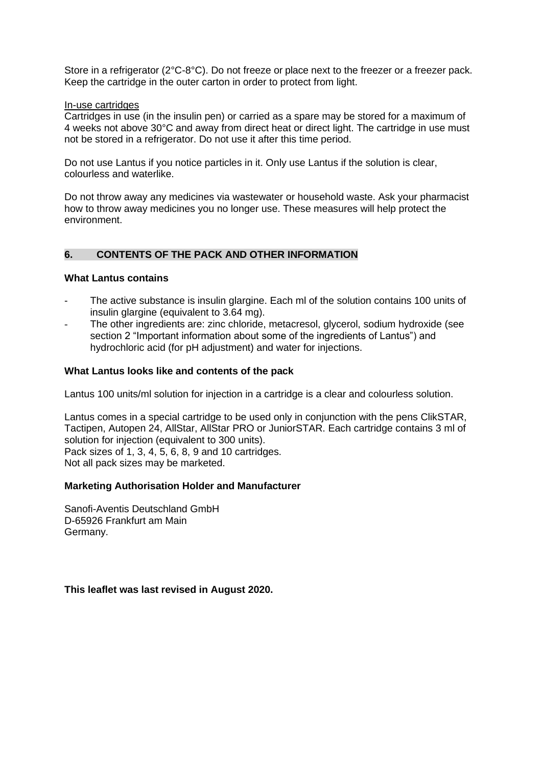Store in a refrigerator (2°C-8°C). Do not freeze or place next to the freezer or a freezer pack. Keep the cartridge in the outer carton in order to protect from light.

In-use cartridges

Cartridges in use (in the insulin pen) or carried as a spare may be stored for a maximum of 4 weeks not above 30°C and away from direct heat or direct light. The cartridge in use must not be stored in a refrigerator. Do not use it after this time period.

Do not use Lantus if you notice particles in it. Only use Lantus if the solution is clear, colourless and waterlike.

Do not throw away any medicines via wastewater or household waste. Ask your pharmacist how to throw away medicines you no longer use. These measures will help protect the environment.

## 6. CONTENTS OF THE PACK AND OTHER INFORMATION

**What Lantus contains**

- The active substance is insulin glargine. Each ml of the solution contains 100 units of insulin glargine (equivalent to 3.64 mg).
- The other ingredients are: zinc chloride, metacresol, glycerol, sodium hydroxide (see section 2 "Important information about some of the ingredients of Lantus") and hydrochloric acid (for pH adjustment) and water for injections.

**What Lantus looks like and contents of the pack**

Lantus 100 units/ml solution for injection in a cartridge is a clear and colourless solution.

Lantus comes in a special cartridge to be used only in conjunction with the pens ClikSTAR, Tactipen, Autopen 24, AllStar, AllStar PRO or JuniorSTAR. Each cartridge contains 3 ml of solution for injection (equivalent to 300 units).
Pack sizes of 1, 3, 4, 5, 6, 8, 9 and 10 cartridges.
Not all pack sizes may be marketed.

**Marketing Authorisation Holder and Manufacturer**

Sanofi-Aventis Deutschland GmbH
D-65926 Frankfurt am Main
Germany.

**This leaflet was last revised in August 2020.**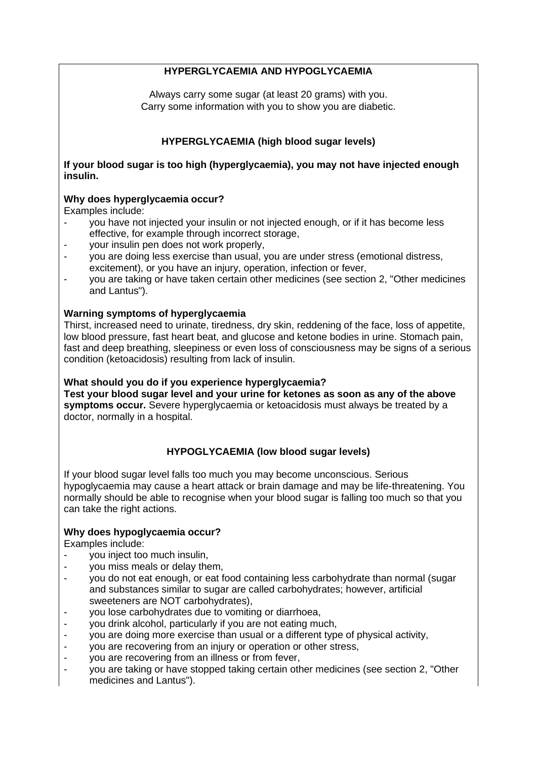## HYPERGLYCAEMIA AND HYPOGLYCAEMIA

Always carry some sugar (at least 20 grams) with you.
Carry some information with you to show you are diabetic.

### HYPERGLYCAEMIA (high blood sugar levels)

**If your blood sugar is too high (hyperglycaemia), you may not have injected enough insulin.**

**Why does hyperglycaemia occur?**
Examples include:

- you have not injected your insulin or not injected enough, or if it has become less effective, for example through incorrect storage,
- your insulin pen does not work properly,
- you are doing less exercise than usual, you are under stress (emotional distress, excitement), or you have an injury, operation, infection or fever,
- you are taking or have taken certain other medicines (see section 2, "Other medicines and Lantus").

**Warning symptoms of hyperglycaemia**
Thirst, increased need to urinate, tiredness, dry skin, reddening of the face, loss of appetite, low blood pressure, fast heart beat, and glucose and ketone bodies in urine. Stomach pain, fast and deep breathing, sleepiness or even loss of consciousness may be signs of a serious condition (ketoacidosis) resulting from lack of insulin.

**What should you do if you experience hyperglycaemia?**
**Test your blood sugar level and your urine for ketones as soon as any of the above symptoms occur.** Severe hyperglycaemia or ketoacidosis must always be treated by a doctor, normally in a hospital.

### HYPOGLYCAEMIA (low blood sugar levels)

If your blood sugar level falls too much you may become unconscious. Serious hypoglycaemia may cause a heart attack or brain damage and may be life-threatening. You normally should be able to recognise when your blood sugar is falling too much so that you can take the right actions.

**Why does hypoglycaemia occur?**
Examples include:

- you inject too much insulin,
- you miss meals or delay them,
- you do not eat enough, or eat food containing less carbohydrate than normal (sugar and substances similar to sugar are called carbohydrates; however, artificial sweeteners are NOT carbohydrates),
- you lose carbohydrates due to vomiting or diarrhoea,
- you drink alcohol, particularly if you are not eating much,
- you are doing more exercise than usual or a different type of physical activity,
- you are recovering from an injury or operation or other stress,
- you are recovering from an illness or from fever,
- you are taking or have stopped taking certain other medicines (see section 2, "Other medicines and Lantus").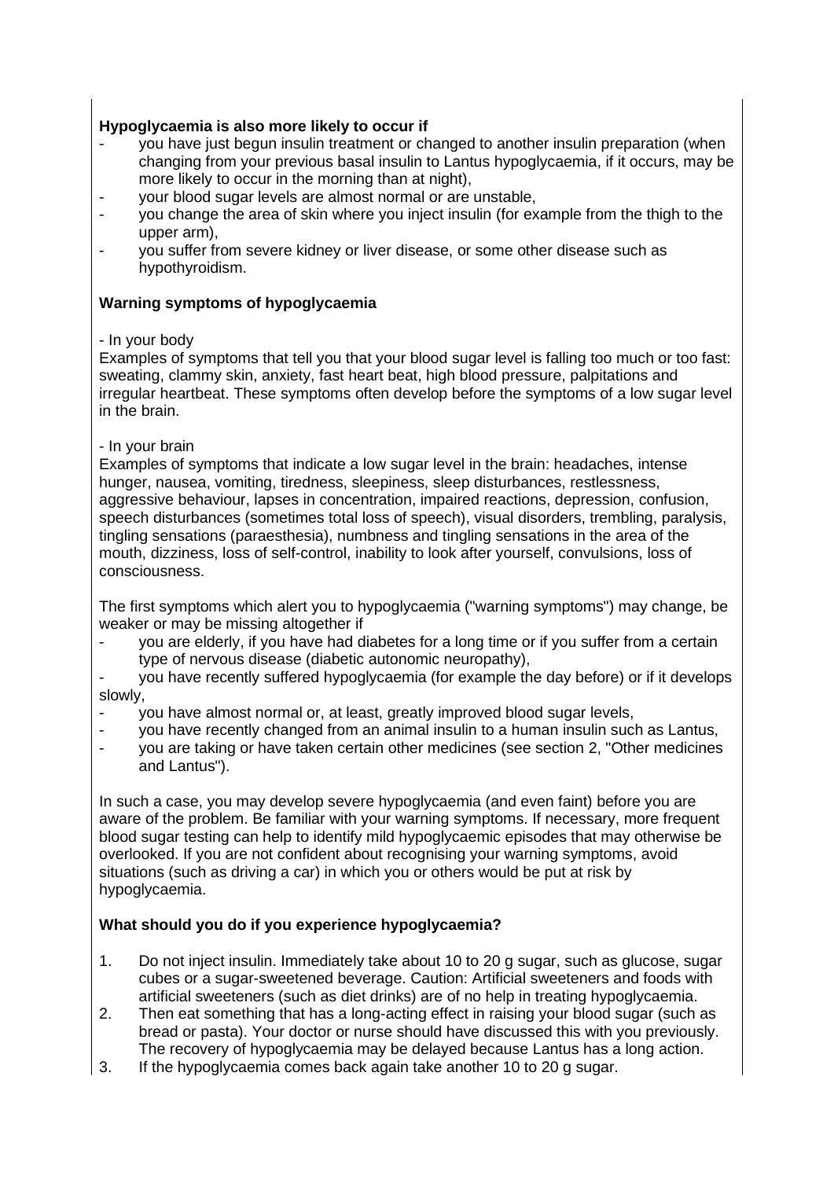**Hypoglycaemia is also more likely to occur if**

- you have just begun insulin treatment or changed to another insulin preparation (when changing from your previous basal insulin to Lantus hypoglycaemia, if it occurs, may be more likely to occur in the morning than at night),
- your blood sugar levels are almost normal or are unstable,
- you change the area of skin where you inject insulin (for example from the thigh to the upper arm),
- you suffer from severe kidney or liver disease, or some other disease such as hypothyroidism.

**Warning symptoms of hypoglycaemia**

- In your body

Examples of symptoms that tell you that your blood sugar level is falling too much or too fast: sweating, clammy skin, anxiety, fast heart beat, high blood pressure, palpitations and irregular heartbeat. These symptoms often develop before the symptoms of a low sugar level in the brain.

- In your brain

Examples of symptoms that indicate a low sugar level in the brain: headaches, intense hunger, nausea, vomiting, tiredness, sleepiness, sleep disturbances, restlessness, aggressive behaviour, lapses in concentration, impaired reactions, depression, confusion, speech disturbances (sometimes total loss of speech), visual disorders, trembling, paralysis, tingling sensations (paraesthesia), numbness and tingling sensations in the area of the mouth, dizziness, loss of self-control, inability to look after yourself, convulsions, loss of consciousness.

The first symptoms which alert you to hypoglycaemia ("warning symptoms") may change, be weaker or may be missing altogether if

- you are elderly, if you have had diabetes for a long time or if you suffer from a certain type of nervous disease (diabetic autonomic neuropathy),
- you have recently suffered hypoglycaemia (for example the day before) or if it develops slowly,
- you have almost normal or, at least, greatly improved blood sugar levels,
- you have recently changed from an animal insulin to a human insulin such as Lantus,
- you are taking or have taken certain other medicines (see section 2, "Other medicines and Lantus").

In such a case, you may develop severe hypoglycaemia (and even faint) before you are aware of the problem. Be familiar with your warning symptoms. If necessary, more frequent blood sugar testing can help to identify mild hypoglycaemic episodes that may otherwise be overlooked. If you are not confident about recognising your warning symptoms, avoid situations (such as driving a car) in which you or others would be put at risk by hypoglycaemia.

**What should you do if you experience hypoglycaemia?**

1. Do not inject insulin. Immediately take about 10 to 20 g sugar, such as glucose, sugar cubes or a sugar-sweetened beverage. Caution: Artificial sweeteners and foods with artificial sweeteners (such as diet drinks) are of no help in treating hypoglycaemia.
2. Then eat something that has a long-acting effect in raising your blood sugar (such as bread or pasta). Your doctor or nurse should have discussed this with you previously. The recovery of hypoglycaemia may be delayed because Lantus has a long action.
3. If the hypoglycaemia comes back again take another 10 to 20 g sugar.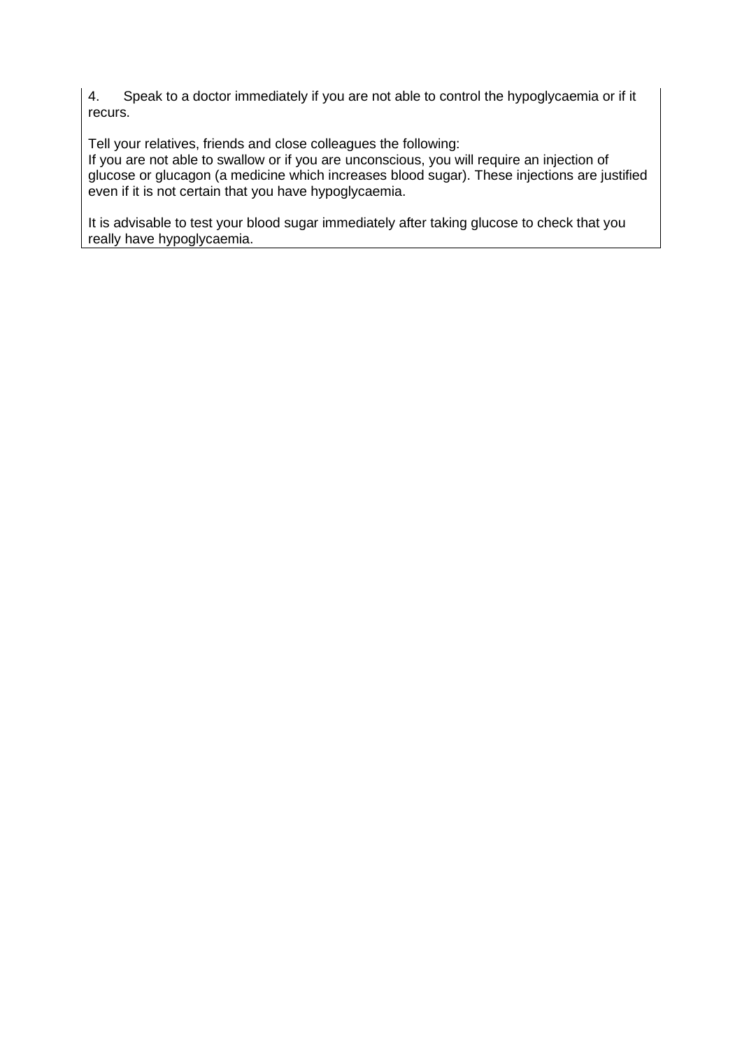4. Speak to a doctor immediately if you are not able to control the hypoglycaemia or if it recurs.

Tell your relatives, friends and close colleagues the following:
If you are not able to swallow or if you are unconscious, you will require an injection of glucose or glucagon (a medicine which increases blood sugar). These injections are justified even if it is not certain that you have hypoglycaemia.

It is advisable to test your blood sugar immediately after taking glucose to check that you really have hypoglycaemia.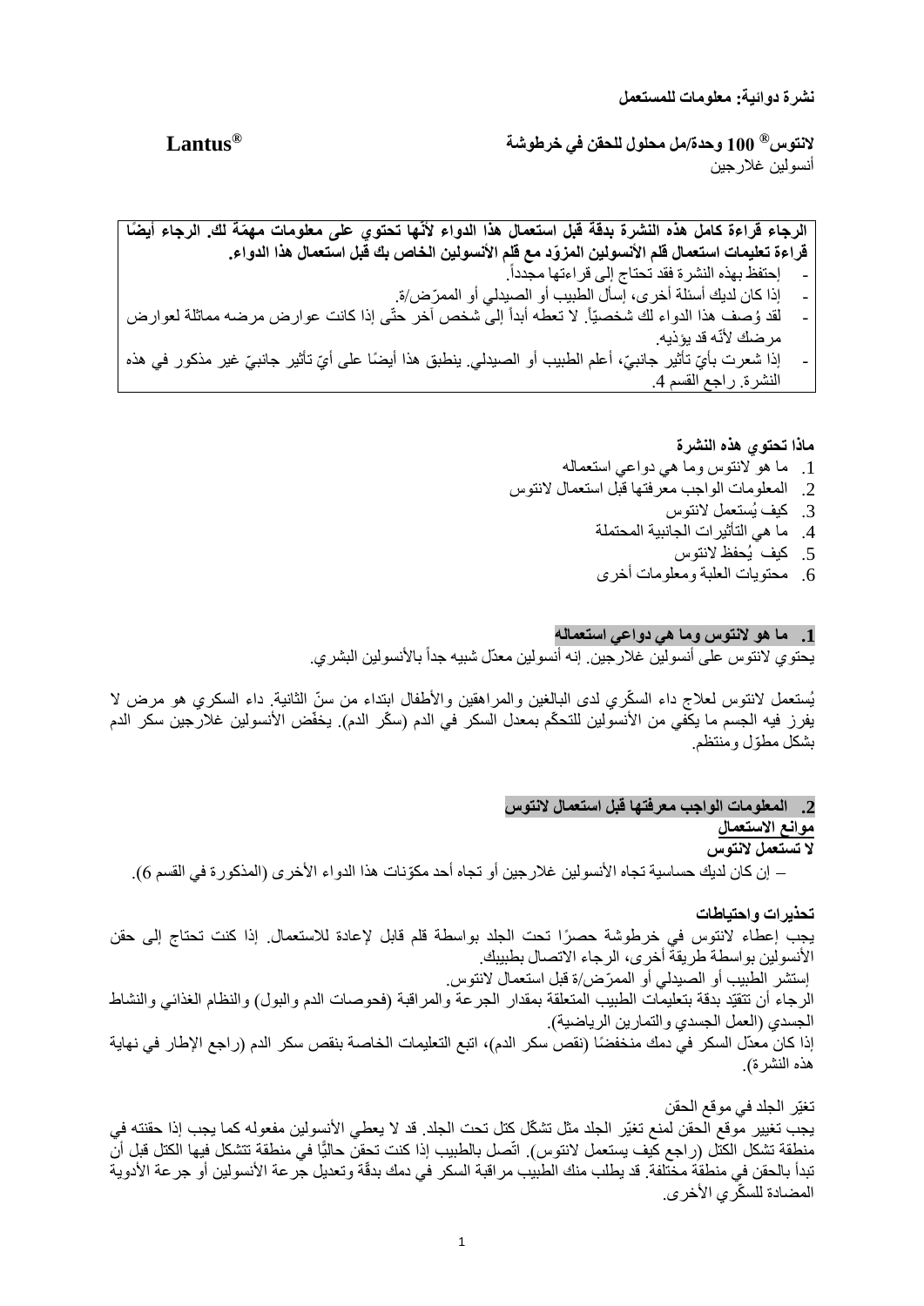**نشرة دوائية: معلومات للمستعمل**

**لانتوس® 100 وحدة/مل محلول للحقن في خرطوشة** **Lantus®**

أنسولين غلارجين

**الرجاء قراءة كامل هذه النشرة بدقة قبل استعمال هذا الدواء لأنّها تحتوي على معلومات مهمّة لك. الرجاء أيضًا قراءة تعليمات استعمال قلم الأنسولين المزوّد مع قلم الأنسولين الخاص بك قبل استعمال هذا الدواء.**

- إحتفظ بهذه النشرة فقد تحتاج إلى قراءتها مجدداً.
- إذا كان لديك أسئلة أخرى، إسأل الطبيب أو الصيدلي أو الممرّض/ة.
- لقد وُصف هذا الدواء لك شخصيّاً. لا تعطه أبداً إلى شخص آخر حتّى إذا كانت عوارض مرضه مماثلة لعوارض مرضك لأنّه قد يؤذيه.
- إذا شعرت بأيّ تأثير جانبيّ، أعلم الطبيب أو الصيدلي. ينطبق هذا أيضًا على أيّ تأثير جانبيّ غير مذكور في هذه النشرة. راجع القسم 4.

**ماذا تحتوي هذه النشرة**

1. ما هو لانتوس وما هي دواعي استعماله
2. المعلومات الواجب معرفتها قبل استعمال لانتوس
3. كيف يُستعمل لانتوس
4. ما هي التأثيرات الجانبية المحتملة
5. كيف يُحفظ لانتوس
6. محتويات العلبة ومعلومات أخرى

## 1. ما هو لانتوس وما هي دواعي استعماله

يحتوي لانتوس على أنسولين غلارجين. إنه أنسولين معدّل شبيه جداً بالأنسولين البشري.

يُستعمل لانتوس لعلاج داء السكّري لدى البالغين والمراهقين والأطفال ابتداء من سنّ الثانية. داء السكري هو مرض لا يفرز فيه الجسم ما يكفي من الأنسولين للتحكّم بمعدل السكر في الدم (سكّر الدم). يخفّض الأنسولين غلارجين سكر الدم بشكل مطوّل ومنتظم.

## 2. المعلومات الواجب معرفتها قبل استعمال لانتوس

**موانع الاستعمال**

**لا تستعمل لانتوس**

– إن كان لديك حساسية تجاه الأنسولين غلارجين أو تجاه أحد مكوّنات هذا الدواء الأخرى (المذكورة في القسم 6).

**تحذيرات واحتياطات**

يجب إعطاء لانتوس في خرطوشة حصرًا تحت الجلد بواسطة قلم قابل لإعادة للاستعمال. إذا كنت تحتاج إلى حقن الأنسولين بواسطة طريقة أخرى، الرجاء الاتصال بطبيبك.

إستشر الطبيب أو الصيدلي أو الممرّض/ة قبل استعمال لانتوس.

الرجاء أن تتقيّد بدقة بتعليمات الطبيب المتعلقة بمقدار الجرعة والمراقبة (فحوصات الدم والبول) والنظام الغذائي والنشاط الجسدي (العمل الجسدي والتمارين الرياضية).

إذا كان معدّل السكر في دمك منخفضًا (نقص سكر الدم)، اتبع التعليمات الخاصة بنقص سكر الدم (راجع الإطار في نهاية هذه النشرة).

تغيّر الجلد في موقع الحقن

يجب تغيير موقع الحقن لمنع تغيّر الجلد مثل تشكّل كتل تحت الجلد. قد لا يعطي الأنسولين مفعوله كما يجب إذا حقنته في منطقة تشكل الكتل (راجع كيف يستعمل لانتوس). اتّصل بالطبيب إذا كنت تحقن حاليًّا في منطقة تتشكل فيها الكتل قبل أن تبدأ بالحقن في منطقة مختلفة. قد يطلب منك الطبيب مراقبة السكر في دمك بدقّة وتعديل جرعة الأنسولين أو جرعة الأدوية المضادة للسكّري الأخرى.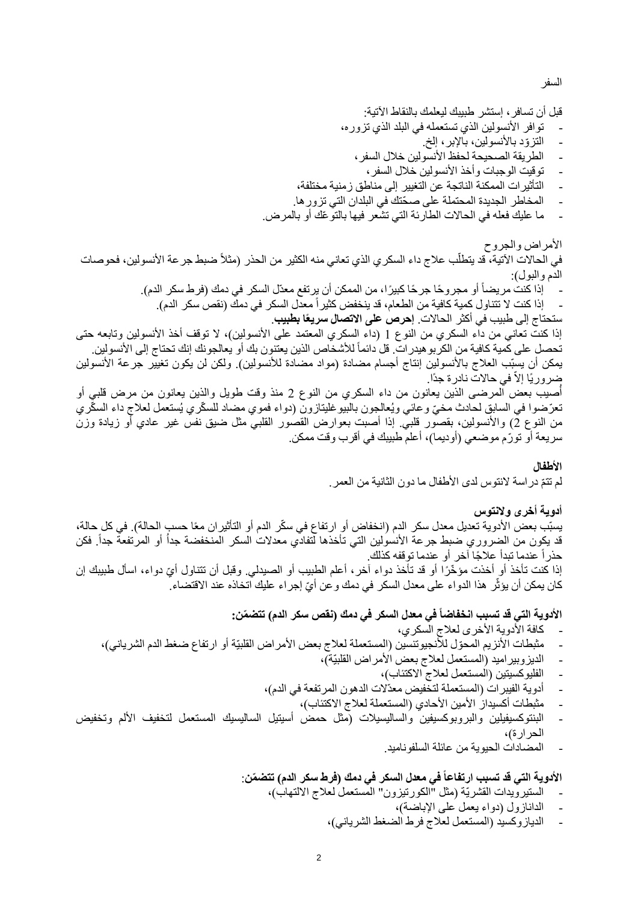السفر

قبل أن تسافر، إستشر طبيبك ليعلمك بالنقاط الآتية:

- توافر الأنسولين الذي تستعمله في البلد الذي تزوره،
- التزوّد بالأنسولين، بالإبر، إلخ.
- الطريقة الصحيحة لحفظ الأنسولين خلال السفر،
- توقيت الوجبات وأخذ الأنسولين خلال السفر،
- التأثيرات الممكنة الناتجة عن التغيير إلى مناطق زمنية مختلفة،
- المخاطر الجديدة المحتملة على صحّتك في البلدان التي تزورها.
- ما عليك فعله في الحالات الطارئة التي تشعر فيها بالتوعّك أو بالمرض.

الأمراض والجروح

في الحالات الآتية، قد يتطلّب علاج داء السكري الذي تعاني منه الكثير من الحذر (مثلاً ضبط جرعة الأنسولين، فحوصات الدم والبول):

- إذا كنت مريضاً أو مجروحًا جرحًا كبيرًا، من الممكن أن يرتفع معدّل السكر في دمك (فرط سكر الدم).
- إذا كنت لا تتناول كمية كافية من الطعام، قد ينخفض كثيراً معدل السكر في دمك (نقص سكر الدم).

ستحتاج إلى طبيب في أكثر الحالات. **إحرص على الاتصال سريعًا بطبيب.**

إذا كنت تعاني من داء السكري من النوع 1 (داء السكري المعتمد على الأنسولين)، لا توقف أخذ الأنسولين وتابعه حتى تحصل على كمية كافية من الكربوهيدرات. قل دائماً للأشخاص الذين يعتنون بك أو يعالجونك إنك تحتاج إلى الأنسولين.

يمكن أن يسبّب العلاج بالأنسولين إنتاج أجسام مضادة (مواد مضادة للأنسولين). ولكن لن يكون تغيير جرعة الأنسولين ضروريًا إلاّ في حالات نادرة جدًا.

أصيب بعض المرضى الذين يعانون من داء السكري من النوع 2 منذ وقت طويل والذين يعانون من مرض قلبي أو تعرّضوا في السابق لحادث مخيّ وعائي ويُعالجون بالبيوغليتازون (دواء فموي مضاد للسكّري يُستعمل لعلاج داء السكّري من النوع 2) والأنسولين، بقصور قلبي. إذا أصبت بعوارض القصور القلبي مثل ضيق نفس غير عادي أو زيادة وزن سريعة أو تورّم موضعي (أوديما)، أعلم طبيبك في أقرب وقت ممكن.

**الأطفال**

لم تتمّ دراسة لانتوس لدى الأطفال ما دون الثانية من العمر.

**أدوية أخرى ولانتوس**

يسبّب بعض الأدوية تعديل معدل سكر الدم (انخفاض أو ارتفاع في سكّر الدم أو التأثيران معًا حسب الحالة). في كل حالة، قد يكون من الضروري ضبط جرعة الأنسولين التي تأخذها لتفادي معدلات السكر المنخفضة جداً أو المرتفعة جداً. فكن حذراً عندما تبدأ علاجًا آخر أو عندما توقفه كذلك.

إذا كنت تأخذ أو أخذت مؤخّرًا أو قد تأخذ دواء آخر، أعلم الطبيب أو الصيدلي. وقبل أن تتناول أيّ دواء، اسأل طبيبك إن كان يمكن أن يؤثّر هذا الدواء على معدل السكر في دمك وعن أيّ إجراء عليك اتخاذه عند الاقتضاء.

**الأدوية التي قد تسبب انخفاضاً في معدل السكر في دمك (نقص سكر الدم) تتضمّن:**

- كافة الأدوية الأخرى لعلاج السكري،
- مثبطات الأنزيم المحوّل للأنجيوتنسين (المستعملة لعلاج بعض الأمراض القلبيّة أو ارتفاع ضغط الدم الشرياني)،
- الديزوبيراميد (المستعمل لعلاج بعض الأمراض القلبيّة)،
- الفليوكسيتين (المستعمل لعلاج الاكتئاب)،
- أدوية الفيبرات (المستعملة لتخفيض معدّلات الدهون المرتفعة في الدم)،
- مثبطات أكسيداز الأمين الأحادي (المستعملة لعلاج الاكتئاب)،
- البنتوكسيفيلين والبروبوكسيفين والساليسيلات (مثل حمض أسيتيل الساليسيك المستعمل لتخفيف الألم وتخفيض الحرارة)،
- المضادات الحيوية من عائلة السلفوناميد.

**الأدوية التي قد تسبب ارتفاعاً في معدل السكر في دمك (فرط سكر الدم) تتضمّن:**

- الستيرويدات القشريّة (مثل "الكورتيزون" المستعمل لعلاج الالتهاب)،
- الدانازول (دواء يعمل على الإباضة)،
- الديازوكسيد (المستعمل لعلاج فرط الضغط الشرياني)،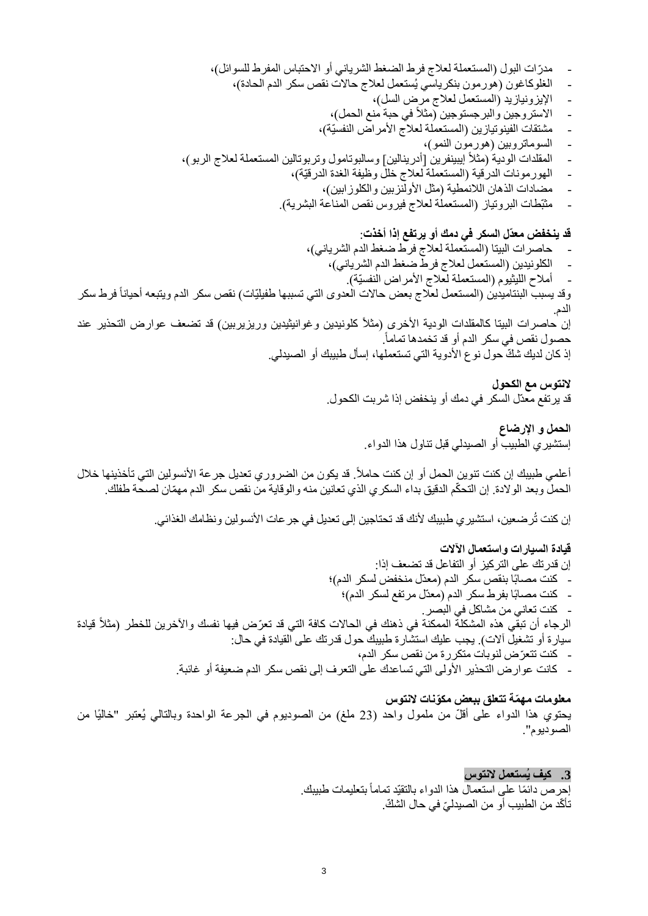- مدرّات البول (المستعملة لعلاج فرط الضغط الشرياني أو الاحتباس المفرط للسوائل)،
- الغلوكاغون (هورمون بنكرياسي يُستعمل لعلاج حالات نقص سكر الدم الحادة)،
- الإيزونيازيد (المستعمل لعلاج مرض السل)،
- الاستروجين والبرجستوجين (مثلاً في حبة منع الحمل)،
- مشتقات الفينوتيازين (المستعملة لعلاج الأمراض النفسيّة)،
- السوماتروبين (هورمون النمو)،
- المقلدات الودية (مثلاً إيبينفرين [أدرينالين] وسالبوتامول وتربوتالين المستعملة لعلاج الربو)،
- الهورمونات الدرقية (المستعملة لعلاج خلل وظيفة الغدة الدرقيّة)،
- مضادات الذهان اللانمطية (مثل الأولنزبين والكلوزابين)،
- مثبّطات البروتياز (المستعملة لعلاج فيروس نقص المناعة البشرية).

**قد ينخفض معدّل السكر في دمك أو يرتفع إذا أخذت:**

- حاصرات البيتا (المستعملة لعلاج فرط ضغط الدم الشرياني)،
- الكلونيدين (المستعمل لعلاج فرط ضغط الدم الشرياني)،
- أملاح الليثيوم (المستعملة لعلاج الأمراض النفسيّة).

وقد يسبب البنتاميدين (المستعمل لعلاج بعض حالات العدوى التي تسببها طفيليّات) نقص سكر الدم ويتبعه أحياناً فرط سكر الدم.

إن حاصرات البيتا كالمقلدات الودية الأخرى (مثلاً كلونيدين وغوانيثيدين وريزيربين) قد تضعف عوارض التحذير عند حصول نقص في سكر الدم أو قد تخمدها تماماً.

إذ كان لديك شكّ حول نوع الأدوية التي تستعملها، إسأل طبيبك أو الصيدلي.

**لانتوس مع الكحول**

قد يرتفع معدّل السكر في دمك أو ينخفض إذا شربت الكحول.

**الحمل و الإرضاع**

إستشيري الطبيب أو الصيدلي قبل تناول هذا الدواء.

أعلمي طبيبك إن كنت تنوين الحمل أو إن كنت حاملاً. قد يكون من الضروري تعديل جرعة الأنسولين التي تأخذينها خلال الحمل وبعد الولادة. إن التحكّم الدقيق بداء السكري الذي تعانين منه والوقاية من نقص سكر الدم مهمّان لصحة طفلك.

إن كنت تُرضعين، استشيري طبيبك لأنك قد تحتاجين إلى تعديل في جرعات الأنسولين ونظامك الغذائي.

**قيادة السيارات واستعمال الآلات**

إن قدرتك على التركيز أو التفاعل قد تضعف إذا:

- كنت مصابًا بنقص سكر الدم (معدّل منخفض لسكر الدم)؛
- كنت مصابًا بفرط سكر الدم (معدّل مرتفع لسكر الدم)؛
- كنت تعاني من مشاكل في البصر.

الرجاء أن تبقي هذه المشكلة الممكنة في ذهنك في الحالات كافة التي قد تعرّض فيها نفسك والآخرين للخطر (مثلاً قيادة سيارة أو تشغيل آلات). يجب عليك استشارة طبيبك حول قدرتك على القيادة في حال:

- كنت تتعرّض لنوبات متكررة من نقص سكر الدم،
- كانت عوارض التحذير الأولى التي تساعدك على التعرف إلى نقص سكر الدم ضعيفة أو غائبة.

**معلومات مهمّة تتعلق ببعض مكوّنات لانتوس**

يحتوي هذا الدواء على أقلّ من ملمول واحد (23 ملغ) من الصوديوم في الجرعة الواحدة وبالتالي يُعتبر "خاليًا من الصوديوم".

## 3. كيف يُستعمل لانتوس

إحرص دائمًا على استعمال هذا الدواء بالتقيّد تماماً بتعليمات طبيبك.
تأكّد من الطبيب أو من الصيدليّ في حال الشكّ.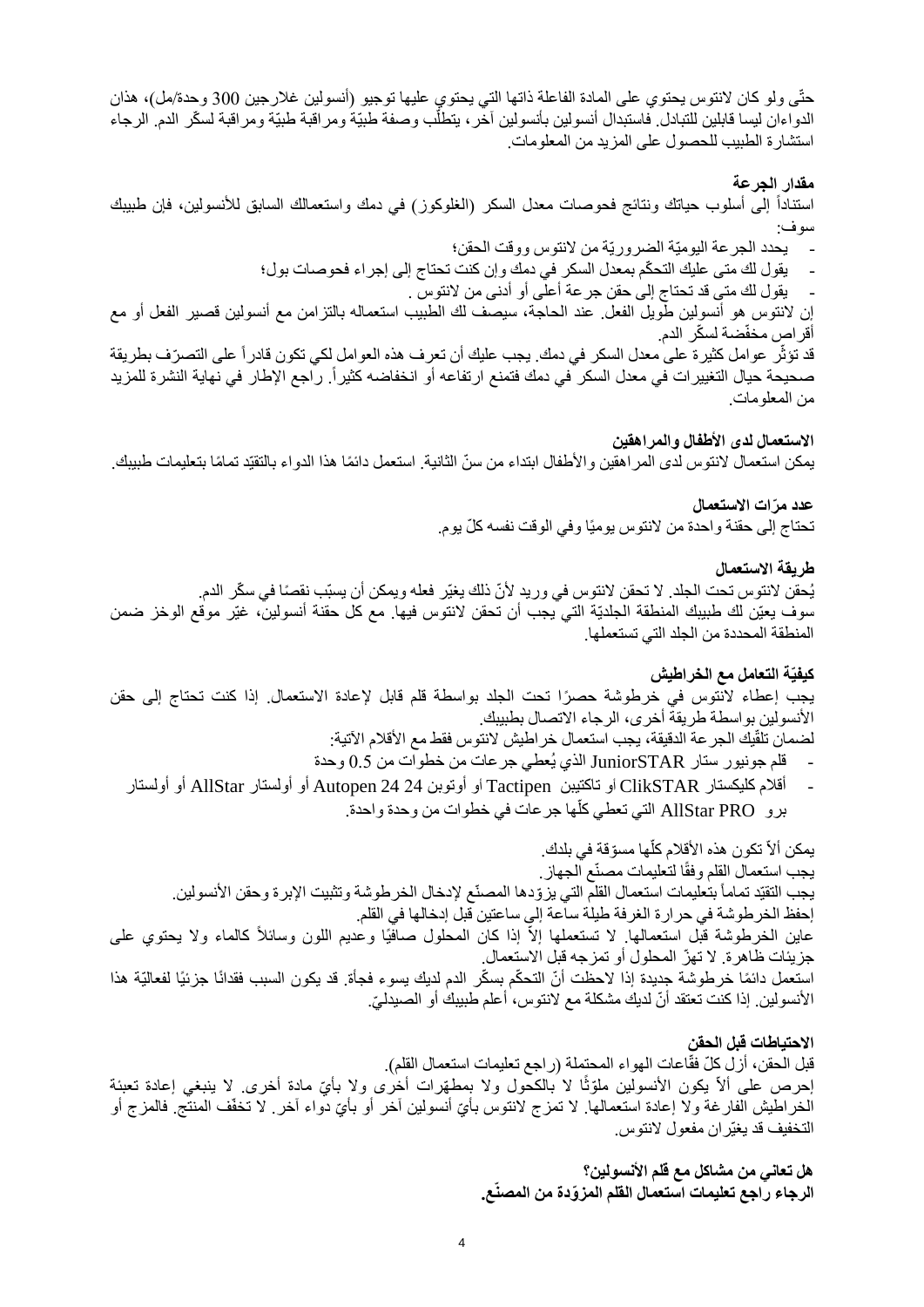حتّى ولو كان لانتوس يحتوي على المادة الفاعلة ذاتها التي يحتوي عليها توجيو (أنسولين غلارجين 300 وحدة/مل)، هذان الدواءان ليسا قابلين للتبادل. فاستبدال أنسولين بأنسولين آخر، يتطلّب وصفة طبيّة ومراقبة طبيّة ومراقبة لسكّر الدم. الرجاء استشارة الطبيب للحصول على المزيد من المعلومات.

**مقدار الجرعة**

استناداً إلى أسلوب حياتك ونتائج فحوصات معدل السكر (الغلوكوز) في دمك واستعمالك السابق للأنسولين، فإن طبيبك سوف:

- يحدد الجرعة اليوميّة الضروريّة من لانتوس ووقت الحقن؛
- يقول لك متى عليك التحكّم بمعدل السكر في دمك وإن كنت تحتاج إلى إجراء فحوصات بول؛
- يقول لك متى قد تحتاج إلى حقن جرعة أعلى أو أدنى من لانتوس.

إن لانتوس هو أنسولين طويل الفعل. عند الحاجة، سيصف لك الطبيب استعماله بالتزامن مع أنسولين قصير الفعل أو مع أقراص مخفّضة لسكّر الدم.

قد تؤثّر عوامل كثيرة على معدل السكر في دمك. يجب عليك أن تعرف هذه العوامل لكي تكون قادراً على التصرّف بطريقة صحيحة حيال التغييرات في معدل السكر في دمك فتمنع ارتفاعه أو انخفاضه كثيراً. راجع الإطار في نهاية النشرة للمزيد من المعلومات.

**الاستعمال لدى الأطفال والمراهقين**

يمكن استعمال لانتوس لدى المراهقين والأطفال ابتداء من سنّ الثانية. استعمل دائمًا هذا الدواء بالتقيّد تمامًا بتعليمات طبيبك.

**عدد مرّات الاستعمال**

تحتاج إلى حقنة واحدة من لانتوس يوميًا وفي الوقت نفسه كلّ يوم.

**طريقة الاستعمال**

يُحقن لانتوس تحت الجلد. لا تحقن لانتوس في وريد لأنّ ذلك يغيّر فعله ويمكن أن يسبّب نقصًا في سكّر الدم.
سوف يعيّن لك طبيبك المنطقة الجلديّة التي يجب أن تحقن لانتوس فيها. مع كل حقنة أنسولين، غيّر موقع الوخز ضمن المنطقة المحددة من الجلد التي تستعملها.

**كيفيّة التعامل مع الخراطيش**

يجب إعطاء لانتوس في خرطوشة حصرًا تحت الجلد بواسطة قلم قابل لإعادة الاستعمال. إذا كنت تحتاج إلى حقن الأنسولين بواسطة طريقة أخرى، الرجاء الاتصال بطبيبك.

لضمان تلقّيك الجرعة الدقيقة، يجب استعمال خراطيش لانتوس فقط مع الأقلام الآتية:

- قلم جونيور ستار JuniorSTAR الذي يُعطي جرعات من خطوات من 0.5 وحدة
- أقلام كليكستار ClikSTAR أو تاكتيبن Tactipen أو أوتوبن 24 Autopen 24 أو أولستار AllStar أو أولستار برو AllStar PRO التي تعطي كلّها جرعات في خطوات من وحدة واحدة.

يمكن ألاّ تكون هذه الأقلام كلّها مسوّقة في بلدك.

يجب استعمال القلم وفقًا لتعليمات مصنّع الجهاز.

يجب التقيّد تماماً بتعليمات استعمال القلم التي يزوّدها المصنّع لإدخال الخرطوشة وتثبيت الإبرة وحقن الأنسولين.

إحفظ الخرطوشة في حرارة الغرفة طيلة ساعة إلى ساعتين قبل إدخالها في القلم.

عاين الخرطوشة قبل استعمالها. لا تستعملها إلاّ إذا كان المحلول صافيًا وعديم اللون وسائلاً كالماء ولا يحتوي على جزيئات ظاهرة. لا تهزّ المحلول أو تمزجه قبل الاستعمال.

استعمل دائمًا خرطوشة جديدة إذا لاحظت أنّ التحكّم بسكّر الدم لديك يسوء فجأة. قد يكون السبب فقدانًا جزئيًا لفعاليّة هذا الأنسولين. إذا كنت تعتقد أنّ لديك مشكلة مع لانتوس، أعلم طبيبك أو الصيدليّ.

**الاحتياطات قبل الحقن**

قبل الحقن، أزل كلّ فقّاعات الهواء المحتملة (راجع تعليمات استعمال القلم).

إحرص على ألاّ يكون الأنسولين ملوّثًا لا بالكحول ولا بمطهّرات أخرى ولا بأيّ مادة أخرى. لا ينبغي إعادة تعبئة الخراطيش الفارغة ولا إعادة استعمالها. لا تمزج لانتوس بأيّ أنسولين آخر أو بأيّ دواء آخر. لا تخفّف المنتج. فالمزج أو التخفيف قد يغيّران مفعول لانتوس.

**هل تعاني من مشاكل مع قلم الأنسولين؟**
**الرجاء راجع تعليمات استعمال القلم المزوّدة من المصنّع.**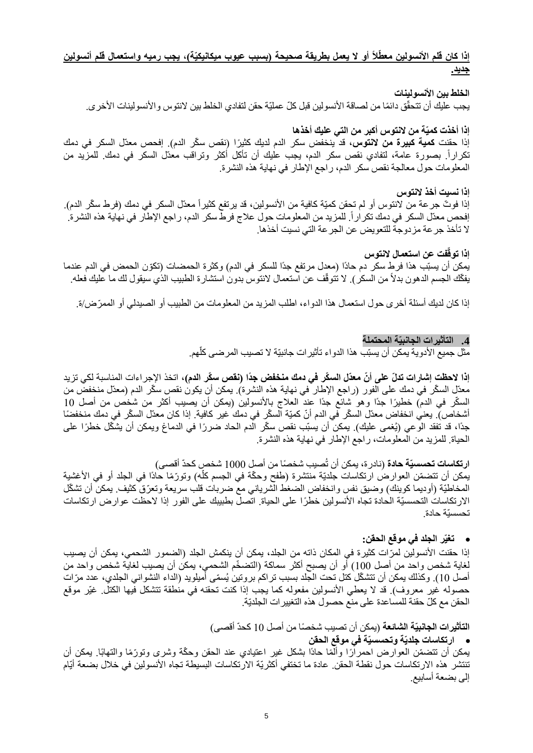**إذا كان قلم الأنسولين معطّلاً أو لا يعمل بطريقة صحيحة (بسبب عيوب ميكانيكيّة)، يجب رميه واستعمال قلم أنسولين جديد.**

**الخلط بين الأنسولينات**
يجب عليك أن تتحقّق دائمًا من لصاقة الأنسولين قبل كلّ عمليّة حقن لتفادي الخلط بين لانتوس والأنسولينات الأخرى.

**إذا أخذت كميّة من لانتوس أكبر من التي عليك أخذها**
إذا حقنت **كميّة كبيرة من لانتوس،** قد ينخفض سكر الدم لديك كثيرًا (نقص سكّر الدم). إفحص معدّل السكر في دمك تكراراً. بصورة عامة، لتفادي نقص سكر الدم، يجب عليك أن تأكل أكثر وتراقب معدّل السكر في دمك. للمزيد من المعلومات حول معالجة نقص سكر الدم، راجع الإطار في نهاية هذه النشرة.

**إذا نسيت أخذ لانتوس**
إذا فوتّ جرعة من لانتوس أو لم تحقن كميّة كافية من الأنسولين، قد يرتفع كثيراً معدّل السكر في دمك (فرط سكّر الدم). إفحص معدّل السكر في دمك تكراراً. للمزيد من المعلومات حول علاج فرط سكر الدم، راجع الإطار في نهاية هذه النشرة. لا تأخذ جرعة مزدوجة للتعويض عن الجرعة التي نسيت أخذها.

**إذا توقّفت عن استعمال لانتوس**
يمكن أن يسبّب هذا فرط سكر دم حادًا (معدل مرتفع جدًا للسكر في الدم) وكثرة الحمضات (تكوّن الحمض في الدم عندما يفكّك الجسم الدهون بدلاً من السكر). لا تتوقّف عن استعمال لانتوس بدون استشارة الطبيب الذي سيقول لك ما عليك فعله.

إذا كان لديك أسئلة أخرى حول استعمال هذا الدواء، اطلب المزيد من المعلومات من الطبيب أو الصيدلي أو الممرّض/ة.

## 4. التأثيرات الجانبيّة المحتملة

مثل جميع الأدوية يمكن أن يسبّب هذا الدواء تأثيرات جانبيّة لا تصيب المرضى كلّهم.

**إذا لاحظت إشارات تدلّ على أنّ معدّل السكّر في دمك منخفض جدًا (نقص سكّر الدم)،** اتخذ الإجراءات المناسبة لكي تزيد معدّل السكّر في دمك على الفور (راجع الإطار في نهاية هذه النشرة). يمكن أن يكون نقص سكّر الدم (معدّل منخفض من السكّر في الدم) خطيرًا جدًا وهو شائع جدًا عند العلاج بالأنسولين (يمكن أن يصيب أكثر من شخص من أصل 10 أشخاص). يعني انخفاض معدّل السكّر في الدم أنّ كميّة السكّر في دمك غير كافية. إذا كان معدّل السكّر في دمك منخفضًا جدًا، قد تفقد الوعي (يُغمى عليك). يمكن أن يسبّب نقص سكّر الدم الحاد ضررًا في الدماغ ويمكن أن يشكّل خطرًا على الحياة. للمزيد من المعلومات، راجع الإطار في نهاية هذه النشرة.

**ارتكاسات تحسسيّة حادة** (نادرة، يمكن أن تُصيب شخصًا من أصل 1000 شخص كحدّ أقصى)
يمكن أن تتضمّن العوارض ارتكاسات جلديّة منتشرة (طفح وحكّة في الجسم كلّه) وتورّمًا حادًا في الجلد أو في الأغشية المخاطيّة (أوديما كوينك) وضيق نفس وانخفاض الضغط الشرياني مع ضربات قلب سريعة وتعرّق كثيف. يمكن أن تشكّل الارتكاسات التحسسيّة الحادة تجاه الأنسولين خطرًا على الحياة. اتصل بطبيبك على الفور إذا لاحظت عوارض ارتكاسات تحسسيّة حادة.

- **تغيّر الجلد في موقع الحقن:**

إذا حقنت الأنسولين لمرّات كثيرة في المكان ذاته من الجلد، يمكن أن ينكمش الجلد (الضمور الشحمي، يمكن أن يصيب لغاية شخص واحد من أصل 100) أو أن يصبح أكثر سماكة (التضخّم الشحمي، يمكن أن يصيب لغاية شخص واحد من أصل 10). وكذلك يمكن أن تتشكّل كتل تحت الجلد بسبب تراكم بروتين يُسمّى أميلويد (الداء النشواني الجلدي، عدد مرّات حصوله غير معروف). قد لا يعطي الأنسولين مفعوله كما يجب إذا كنت تحقنه في منطقة تتشكل فيها الكتل. غيّر موقع الحقن مع كلّ حقنة للمساعدة على منع حصول هذه التغييرات الجلديّة.

**التأثيرات الجانبيّة الشائعة** (يمكن أن تصيب شخصًا من أصل 10 كحدّ أقصى)

- **ارتكاسات جلديّة وتحسسيّة في موقع الحقن**

يمكن أن تتضمّن العوارض احمرارًا وألمًا حادًا بشكل غير اعتيادي عند الحقن وحكّة وشرى وتورّمًا والتهابًا. يمكن أن تنتشر هذه الارتكاسات حول نقطة الحقن. عادة ما تختفي أكثريّة الارتكاسات البسيطة تجاه الأنسولين في خلال بضعة أيّام إلى بضعة أسابيع.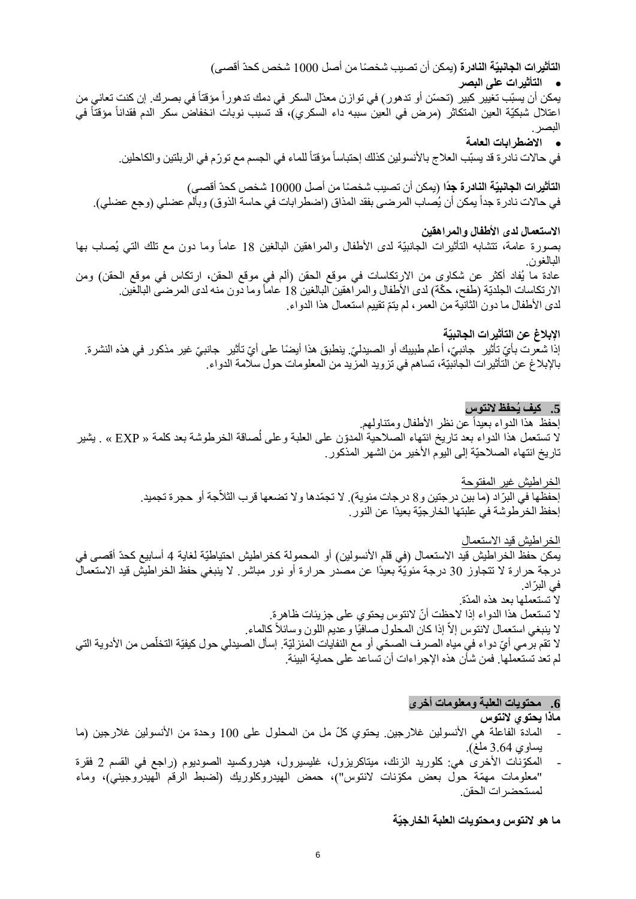**التأثيرات الجانبيّة النادرة** (يمكن أن تصيب شخصًا من أصل 1000 شخص كحدّ أقصى)

- **التأثيرات على البصر**

يمكن أن يسبّب تغيير كبير (تحسّن أو تدهور) في توازن معدّل السكر في دمك تدهوراً مؤقتاً في بصرك. إن كنت تعاني من اعتلال شبكيّة العين المتكاثر (مرض في العين سببه داء السكري)، قد تسبب نوبات انخفاض سكر الدم فقداناً مؤقتاً في البصر.

- **الاضطرابات العامة**

في حالات نادرة قد يسبّب العلاج بالأنسولين كذلك إحتباساً مؤقتاً للماء في الجسم مع تورّم في الربلتين والكاحلين.

**التأثيرات الجانبيّة النادرة جدًا** (يمكن أن تصيب شخصًا من أصل 10000 شخص كحدّ أقصى)

في حالات نادرة جداً يمكن أن يُصاب المرضى بفقد المذاق (اضطرابات في حاسة الذوق) وبألم عضلي (وجع عضلي).

**الاستعمال لدى الأطفال والمراهقين**

بصورة عامة، تتشابه التأثيرات الجانبيّة لدى الأطفال والمراهقين البالغين 18 عاماً وما دون مع تلك التي يُصاب بها البالغون.

عادة ما يُفاد أكثر عن شكاوى من الارتكاسات في موقع الحقن (ألم في موقع الحقن، ارتكاس في موقع الحقن) ومن الارتكاسات الجلديّة (طفح، حكّة) لدى الأطفال والمراهقين البالغين 18 عاماً وما دون منه لدى المرضى البالغين.

لدى الأطفال ما دون الثانية من العمر، لم يتمّ تقييم استعمال هذا الدواء.

**الإبلاغ عن التأثيرات الجانبيّة**

إذا شعرت بأيّ تأثير جانبيّ، أعلم طبيبك أو الصيدليّ. ينطبق هذا أيضًا على أيّ تأثير جانبيّ غير مذكور في هذه النشرة. بالإبلاغ عن التأثيرات الجانبيّة، تساهم في تزويد المزيد من المعلومات حول سلامة الدواء.

## 5. كيف يُحفظ لانتوس

إحفظ هذا الدواء بعيداً عن نظر الأطفال ومتناولهم.

لا تستعمل هذا الدواء بعد تاريخ انتهاء الصلاحية المدوّن على العلبة وعلى لُصاقة الخرطوشة بعد كلمة « EXP » . يشير تاريخ انتهاء الصلاحيّة إلى اليوم الأخير من الشهر المذكور.

الخراطيش غير المفتوحة

إحفظها في البرّاد (ما بين درجتين و8 درجات مئوية). لا تجمّدها ولا تضعها قرب الثلاّجة أو حجرة تجميد.

إحفظ الخرطوشة في علبتها الخارجيّة بعيدًا عن النور.

الخراطيش قيد الاستعمال

يمكن حفظ الخراطيش قيد الاستعمال (في قلم الأنسولين) أو المحمولة كخراطيش احتياطيّة لغاية 4 أسابيع كحدّ أقصى في درجة حرارة لا تتجاوز 30 درجة مئويّة بعيدًا عن مصدر حرارة أو نور مباشر. لا ينبغي حفظ الخراطيش قيد الاستعمال في البرّاد.

لا تستعملها بعد هذه المدّة.

لا تستعمل هذا الدواء إذا لاحظت أنّ لانتوس يحتوي على جزيئات ظاهرة.

لا ينبغي استعمال لانتوس إلاّ إذا كان المحلول صافيًا وعديم اللون وسائلاً كالماء.

لا تقم برمي أيّ دواء في مياه الصرف الصحّي أو مع النفايات المنزليّة. إسأل الصيدلي حول كيفيّة التخلّص من الأدوية التي لم تعد تستعملها. فمن شأن هذه الإجراءات أن تساعد على حماية البيئة.

## 6. محتويات العلبة ومعلومات أخرى

**ماذا يحتوي لانتوس**

- المادة الفاعلة هي الأنسولين غلارجين. يحتوي كلّ مل من المحلول على 100 وحدة من الأنسولين غلارجين (ما يساوي 3.64 ملغ).
- المكوّنات الأخرى هي: كلوريد الزنك، ميتاكريزول، غليسيرول، هيدروكسيد الصوديوم (راجع في القسم 2 فقرة "معلومات مهمّة حول بعض مكوّنات لانتوس")، حمض الهيدروكلوريك (لضبط الرقم الهيدروجيني)، وماء لمستحضرات الحقن.

**ما هو لانتوس ومحتويات العلبة الخارجيّة**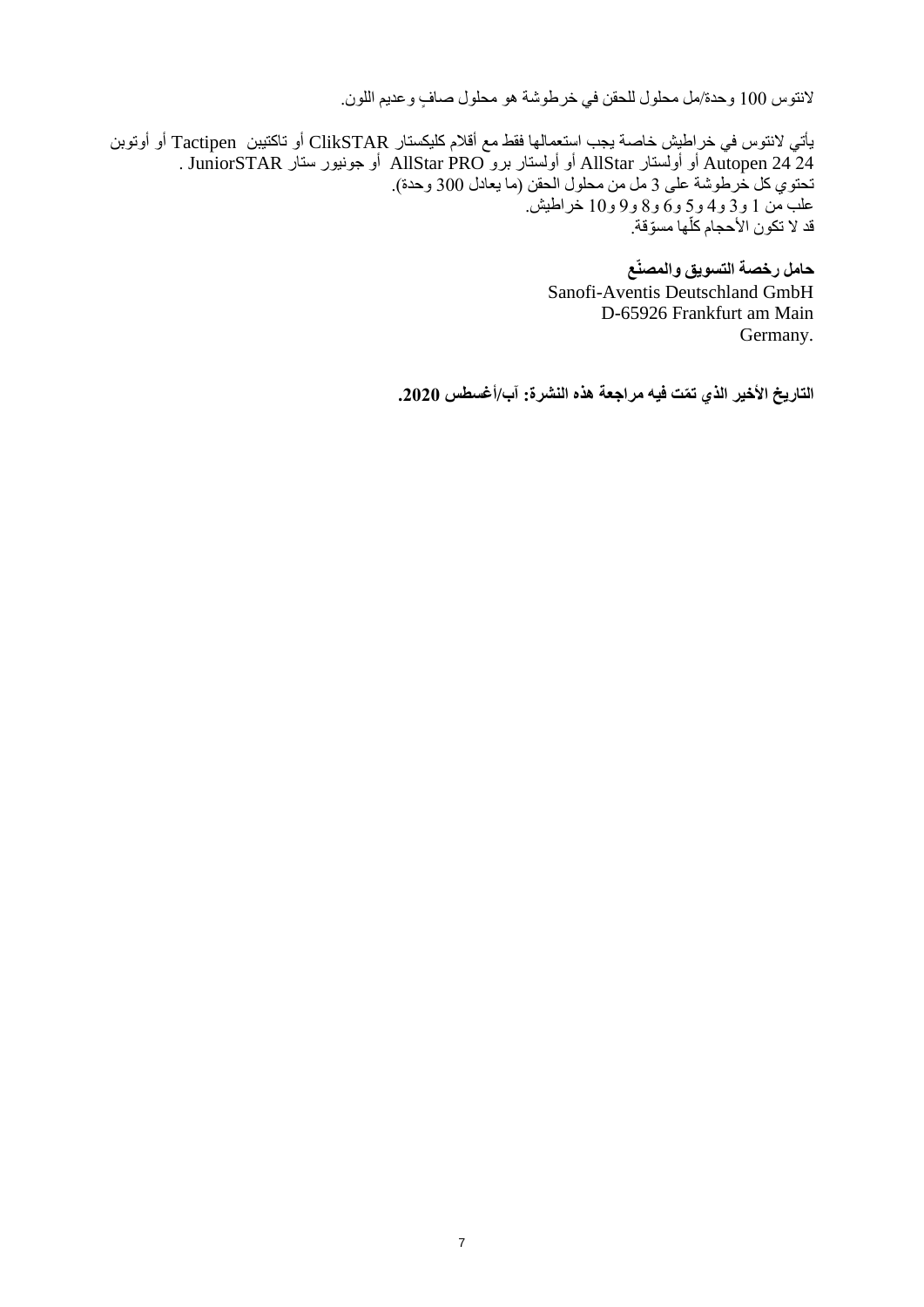لانتوس 100 وحدة/مل محلول للحقن في خرطوشة هو محلول صافٍ وعديم اللون.

يأتي لانتوس في خراطيش خاصة يجب استعمالها فقط مع أقلام كليكستار ClikSTAR أو تاكتيبن Tactipen أو أوتوبن Autopen 24 أو أولستار AllStar أو أولستار برو AllStar PRO أو جونيور ستار JuniorSTAR .
تحتوي كل خرطوشة على 3 مل من محلول الحقن (ما يعادل 300 وحدة).
علب من 1 و3 و4 و5 و6 و8 و9 و10 خراطيش.
قد لا تكون الأحجام كلّها مسوّقة.

**حامل رخصة التسويق والمصنّع**
Sanofi-Aventis Deutschland GmbH
D-65926 Frankfurt am Main
Germany.

**التاريخ الأخير الذي تمّت فيه مراجعة هذه النشرة: آب/أغسطس 2020.**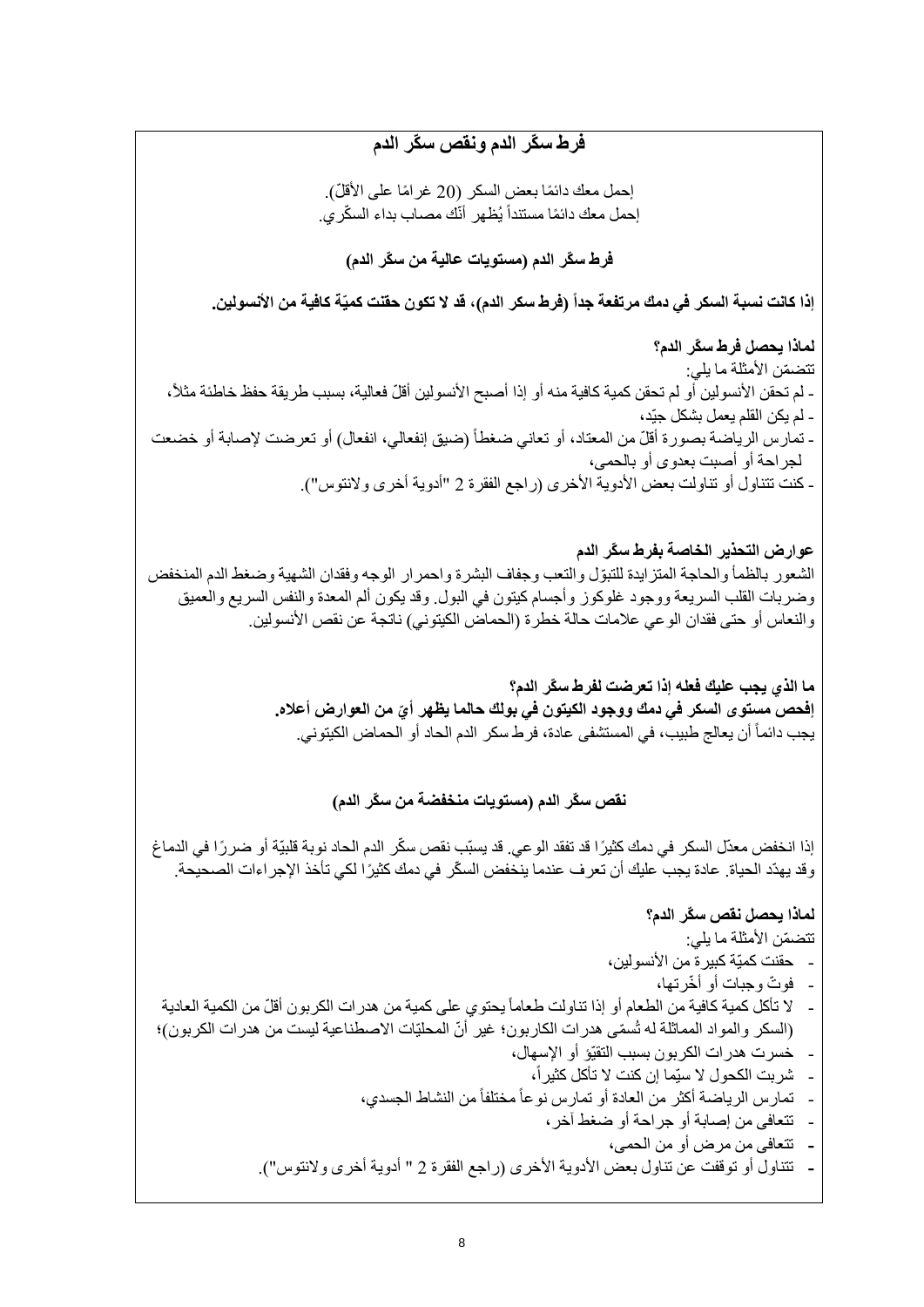# فرط سكّر الدم ونقص سكّر الدم

إحمل معك دائمًا بعض السكر (20 غرامًا على الأقلّ).
إحمل معك دائمًا مستنداً يُظهر أنّك مصاب بداء السكّري.

## فرط سكّر الدم (مستويات عالية من سكّر الدم)

**إذا كانت نسبة السكر في دمك مرتفعة جداً (فرط سكر الدم)، قد لا تكون حقنت كميّة كافية من الأنسولين.**

**لماذا يحصل فرط سكّر الدم؟**
تتضمّن الأمثلة ما يلي:
- لم تحقن الأنسولين أو لم تحقن كمية كافية منه أو إذا أصبح الأنسولين أقلّ فعالية، بسبب طريقة حفظ خاطئة مثلاً،
- لم يكن القلم يعمل بشكل جيّد،
- تمارس الرياضة بصورة أقلّ من المعتاد، أو تعاني ضغطاً (ضيق إنفعالي، انفعال) أو تعرضت لإصابة أو خضعت لجراحة أو أصبت بعدوى أو بالحمى،
- كنت تتناول أو تناولت بعض الأدوية الأخرى (راجع الفقرة 2 "أدوية أخرى ولانتوس").

**عوارض التحذير الخاصة بفرط سكّر الدم**
الشعور بالظمأ والحاجة المتزايدة للتبوّل والتعب وجفاف البشرة واحمرار الوجه وفقدان الشهية وضغط الدم المنخفض وضربات القلب السريعة ووجود غلوكوز وأجسام كيتون في البول. وقد يكون ألم المعدة والنفس السريع والعميق والنعاس أو حتى فقدان الوعي علامات حالة خطرة (الحماض الكيتوني) ناتجة عن نقص الأنسولين.

**ما الذي يجب عليك فعله إذا تعرضت لفرط سكّر الدم؟**
**إفحص مستوى السكر في دمك ووجود الكيتون في بولك حالما يظهر أيّ من العوارض أعلاه.**
يجب دائماً أن يعالج طبيب، في المستشفى عادة، فرط سكر الدم الحاد أو الحماض الكيتوني.

## نقص سكّر الدم (مستويات منخفضة من سكّر الدم)

إذا انخفض معدّل السكر في دمك كثيرًا قد تفقد الوعي. قد يسبّب نقص سكّر الدم الحاد نوبة قلبيّة أو ضررًا في الدماغ وقد يهدّد الحياة. عادة يجب عليك أن تعرف عندما ينخفض السكّر في دمك كثيرًا لكي تأخذ الإجراءات الصحيحة.

**لماذا يحصل نقص سكّر الدم؟**
تتضمّن الأمثلة ما يلي:
- حقنت كميّة كبيرة من الأنسولين،
- فوتّ وجبات أو أخّرتها،
- لا تأكل كمية كافية من الطعام أو إذا تناولت طعاماً يحتوي على كمية من هدرات الكربون أقلّ من الكمية العادية (السكر والمواد المماثلة له تُسمّى هدرات الكاربون؛ غير أنّ المحلّيات الاصطناعية ليست من هدرات الكربون)؛
- خسرت هدرات الكربون بسبب التقيّؤ أو الإسهال،
- شربت الكحول لا سيّما إن كنت لا تأكل كثيراً،
- تمارس الرياضة أكثر من العادة أو تمارس نوعاً مختلفاً من النشاط الجسدي،
- تتعافى من إصابة أو جراحة أو ضغط آخر،
- تتعافى من مرض أو من الحمى،
- تتناول أو توقفت عن تناول بعض الأدوية الأخرى (راجع الفقرة 2 " أدوية أخرى ولانتوس").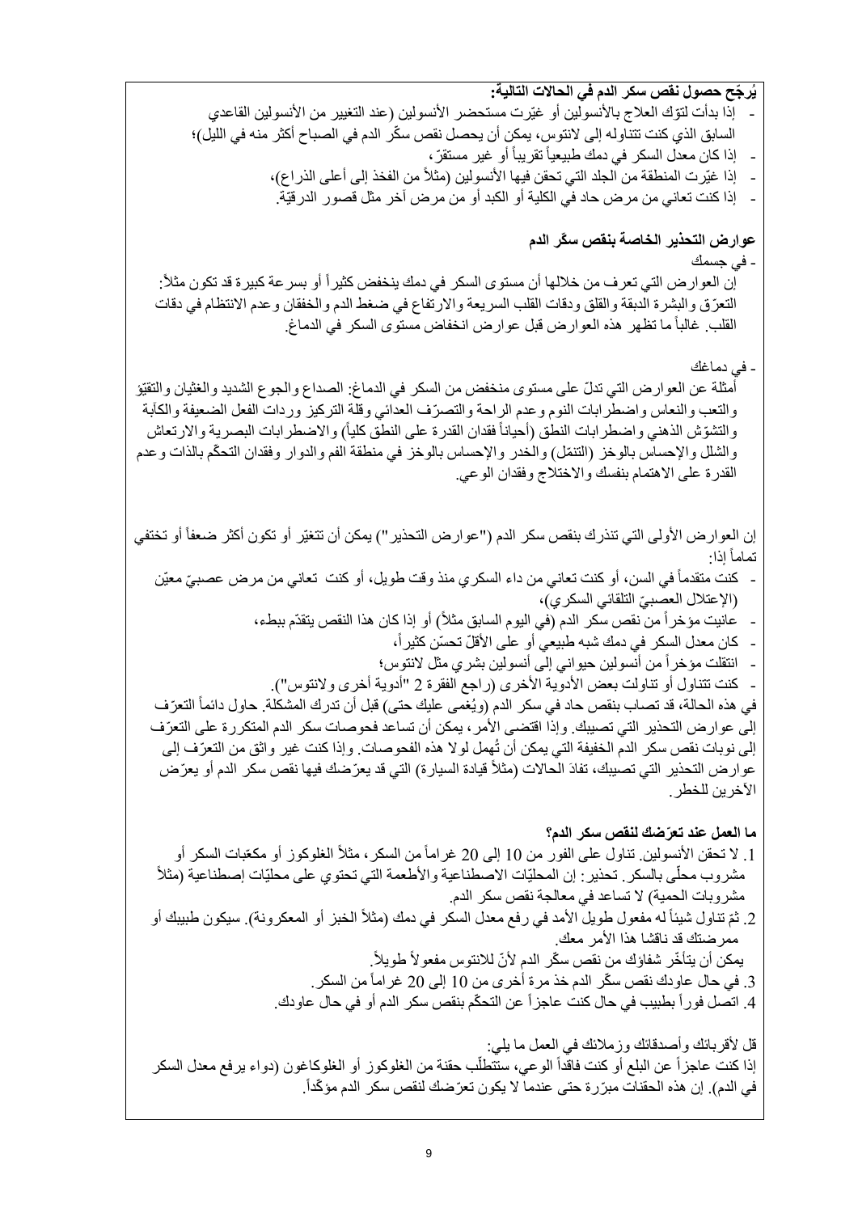**يُرجّح حصول نقص سكر الدم في الحالات التالية:**

- إذا بدأت لتوّك العلاج بالأنسولين أو غيّرت مستحضر الأنسولين (عند التغيير من الأنسولين القاعدي السابق الذي كنت تتناوله إلى لانتوس، يمكن أن يحصل نقص سكّر الدم في الصباح أكثر منه في الليل)؛
- إذا كان معدل السكر في دمك طبيعياً تقريباً أو غير مستقرّ،
- إذا غيّرت المنطقة من الجلد التي تحقن فيها الأنسولين (مثلاً من الفخذ إلى أعلى الذراع)،
- إذا كنت تعاني من مرض حاد في الكلية أو الكبد أو من مرض آخر مثل قصور الدرقيّة.

**عوارض التحذير الخاصة بنقص سكّر الدم**

**- في جسمك**

إن العوارض التي تعرف من خلالها أن مستوى السكر في دمك ينخفض كثيراً أو بسرعة كبيرة قد تكون مثلاً: التعرّق والبشرة الدبقة والقلق ودقات القلب السريعة والارتفاع في ضغط الدم والخفقان وعدم الانتظام في دقات القلب. غالباً ما تظهر هذه العوارض قبل عوارض انخفاض مستوى السكر في الدماغ.

**- في دماغك**

أمثلة عن العوارض التي تدلّ على مستوى منخفض من السكر في الدماغ: الصداع والجوع الشديد والغثيان والتقيّؤ والتعب والنعاس واضطرابات النوم وعدم الراحة والتصرّف العدائي وقلّة التركيز وردات الفعل الضعيفة والكآبة والتشوّش الذهني واضطرابات النطق (أحياناً فقدان القدرة على النطق كلياً) والاضطرابات البصرية والارتعاش والشلل والإحساس بالوخز (التنمّل) والخدر والإحساس بالوخز في منطقة الفم والدوار وفقدان التحكّم بالذات وعدم القدرة على الاهتمام بنفسك والاختلاج وفقدان الوعي.

إن العوارض الأولى التي تنذرك بنقص سكر الدم ("عوارض التحذير") يمكن أن تتغيّر أو تكون أكثر ضعفاً أو تختفي تماماً إذا:

- كنت متقدماً في السن، أو كنت تعاني من داء السكري منذ وقت طويل، أو كنت تعاني من مرض عصبيّ معيّن (الإعتلال العصبيّ التلقائي السكري)،
- عانيت مؤخراً من نقص سكر الدم (في اليوم السابق مثلاً) أو إذا كان هذا النقص يتقدّم ببطء،
- كان معدل السكر في دمك شبه طبيعي أو على الأقلّ تحسّن كثيراً،
- انتقلت مؤخراً من أنسولين حيواني إلى أنسولين بشري مثل لانتوس؛
- كنت تتناول أو تناولت بعض الأدوية الأخرى (راجع الفقرة 2 "أدوية أخرى ولانتوس").

في هذه الحالة، قد تصاب بنقص حاد في سكر الدم (ويُغمى عليك حتى) قبل أن تدرك المشكلة. حاول دائماً التعرّف إلى عوارض التحذير التي تصيبك. وإذا اقتضى الأمر، يمكن أن تساعد فحوصات سكر الدم المتكررة على التعرّف إلى نوبات نقص سكر الدم الخفيفة التي يمكن أن تُهمل لولا هذه الفحوصات. وإذا كنت غير واثق من التعرّف إلى عوارض التحذير التي تصيبك، تفادَ الحالات (مثلاً قيادة السيارة) التي قد يعرّضك فيها نقص سكر الدم أو يعرّض الآخرين للخطر.

**ما العمل عند تعرّضك لنقص سكر الدم؟**

1. لا تحقن الأنسولين. تناول على الفور من 10 إلى 20 غراماً من السكر، مثلاً الغلوكوز أو مكعّبات السكر أو مشروب محلّى بالسكر. تحذير: إن المحليّات الاصطناعية والأطعمة التي تحتوي على محليّات إصطناعية (مثلاً مشروبات الحمية) لا تساعد في معالجة نقص سكر الدم.
2. ثمّ تناول شيئاً له مفعول طويل الأمد في رفع معدل السكر في دمك (مثلاً الخبز أو المعكرونة). سيكون طبيبك أو ممرضتك قد ناقشا هذا الأمر معك.

   يمكن أن يتأخّر شفاؤك من نقص سكّر الدم لأنّ للانتوس مفعولاً طويلاً.
3. في حال عاودك نقص سكّر الدم خذ مرة أخرى من 10 إلى 20 غراماً من السكر.
4. اتصل فوراً بطبيب في حال كنت عاجزاً عن التحكّم بنقص سكر الدم أو في حال عاودك.

قل لأقربائك وأصدقائك وزملائك في العمل ما يلي:

إذا كنت عاجزاً عن البلع أو كنت فاقداً الوعي، ستتطلّب حقنة من الغلوكوز أو الغلوكاغون (دواء يرفع معدل السكر في الدم). إن هذه الحقنات مبرّرة حتى عندما لا يكون تعرّضك لنقص سكر الدم مؤكّداً.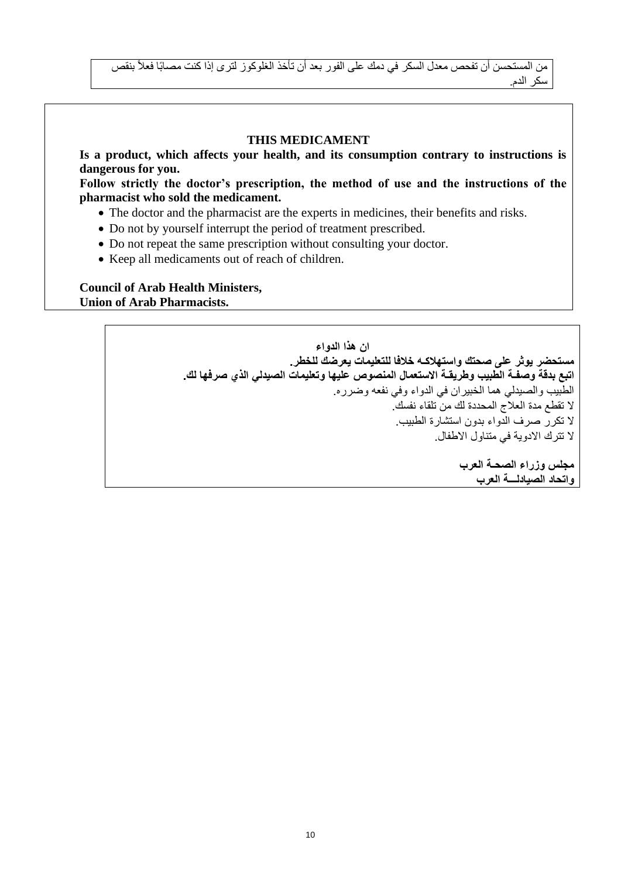من المستحسن أن تفحص معدل السكر في دمك على الفور بعد أن تأخذ الغلوكوز لترى إذا كنت مصابًا فعلاً بنقص سكر الدم.

**THIS MEDICAMENT**

**Is a product, which affects your health, and its consumption contrary to instructions is dangerous for you.**

**Follow strictly the doctor's prescription, the method of use and the instructions of the pharmacist who sold the medicament.**

- The doctor and the pharmacist are the experts in medicines, their benefits and risks.
- Do not by yourself interrupt the period of treatment prescribed.
- Do not repeat the same prescription without consulting your doctor.
- Keep all medicaments out of reach of children.

**Council of Arab Health Ministers,**
**Union of Arab Pharmacists.**

**ان هذا الدواء**

**مستحضر يوثر على صحتك واستهلاكـه خلافا للتعليمات يعرضك للخطر.**
**اتبع بدقة وصفـة الطبيب وطريقـة الاستعمال المنصوص عليها وتعليمات الصيدلي الذي صرفها لك.**

الطبيب والصيدلي هما الخبيران في الدواء وفي نفعه وضرره.
لا تقطع مدة العلاج المحددة لك من تلقاء نفسك.
لا تكرر صرف الدواء بدون استشارة الطبيب.
لا تترك الادوية في متناول الاطفال.

**مجلس وزراء الصحـة العرب**
**واتحاد الصيادلـــة العرب**